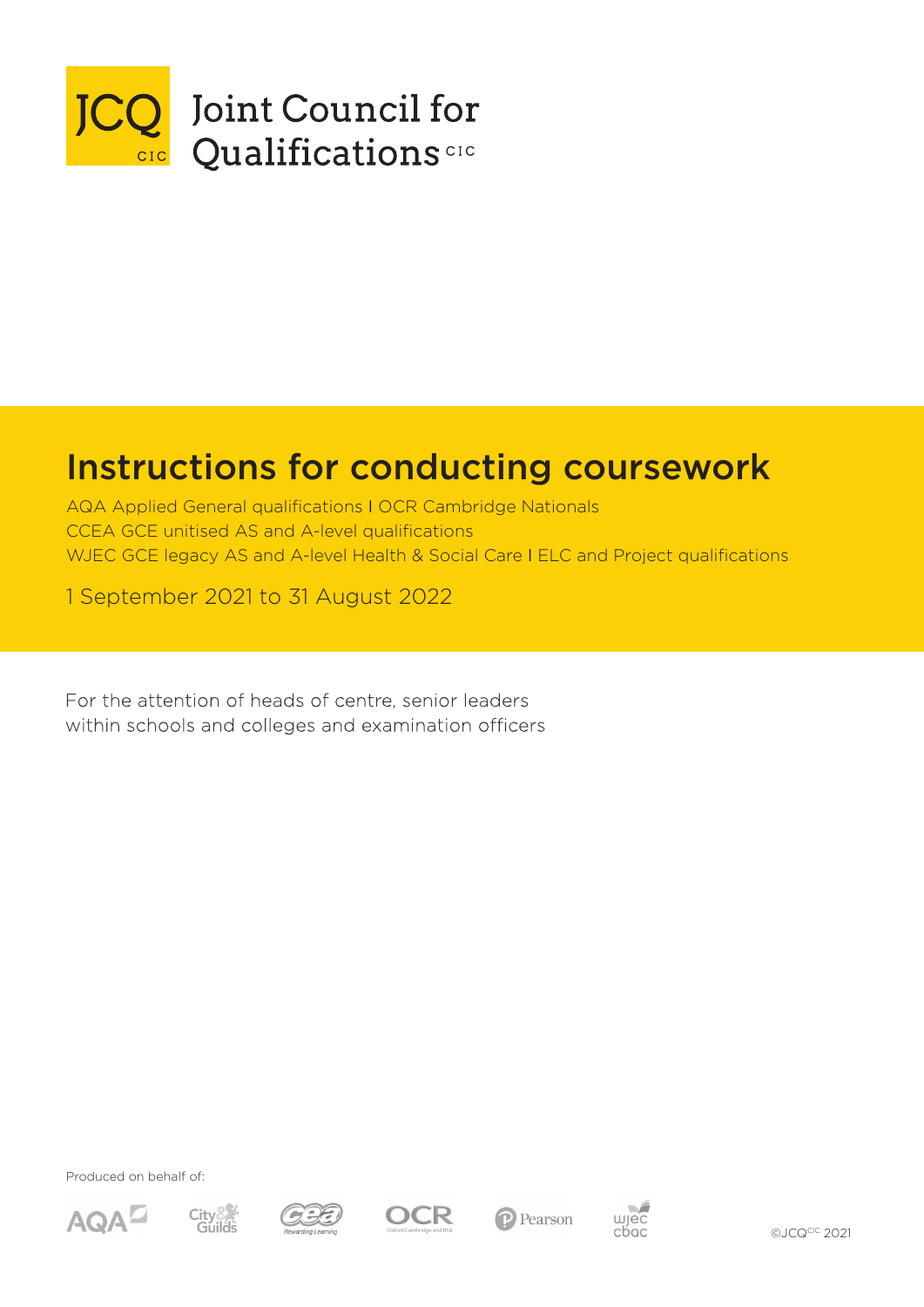JCQ CIC

Joint Council for Qualifications CIC

# Instructions for conducting coursework

AQA Applied General qualifications I OCR Cambridge Nationals
CCEA GCE unitised AS and A-level qualifications
WJEC GCE legacy AS and A-level Health & Social Care I ELC and Project qualifications

1 September 2021 to 31 August 2022

For the attention of heads of centre, senior leaders within schools and colleges and examination officers

Produced on behalf of:

AQA | City & Guilds | CCEA | OCR | Pearson | WJEC CBAC

©JCQ[CIC] 2021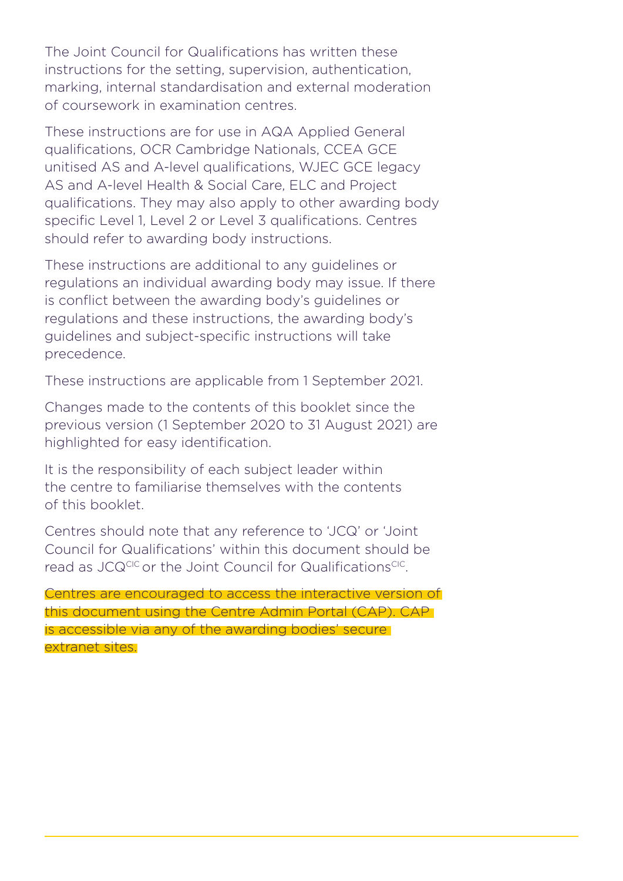The Joint Council for Qualifications has written these instructions for the setting, supervision, authentication, marking, internal standardisation and external moderation of coursework in examination centres.

These instructions are for use in AQA Applied General qualifications, OCR Cambridge Nationals, CCEA GCE unitised AS and A-level qualifications, WJEC GCE legacy AS and A-level Health & Social Care, ELC and Project qualifications. They may also apply to other awarding body specific Level 1, Level 2 or Level 3 qualifications. Centres should refer to awarding body instructions.

These instructions are additional to any guidelines or regulations an individual awarding body may issue. If there is conflict between the awarding body's guidelines or regulations and these instructions, the awarding body's guidelines and subject-specific instructions will take precedence.

These instructions are applicable from 1 September 2021.

Changes made to the contents of this booklet since the previous version (1 September 2020 to 31 August 2021) are highlighted for easy identification.

It is the responsibility of each subject leader within the centre to familiarise themselves with the contents of this booklet.

Centres should note that any reference to 'JCQ' or 'Joint Council for Qualifications' within this document should be read as JCQ[CIC] or the Joint Council for Qualifications[CIC].

Centres are encouraged to access the interactive version of this document using the Centre Admin Portal (CAP). CAP is accessible via any of the awarding bodies' secure extranet sites.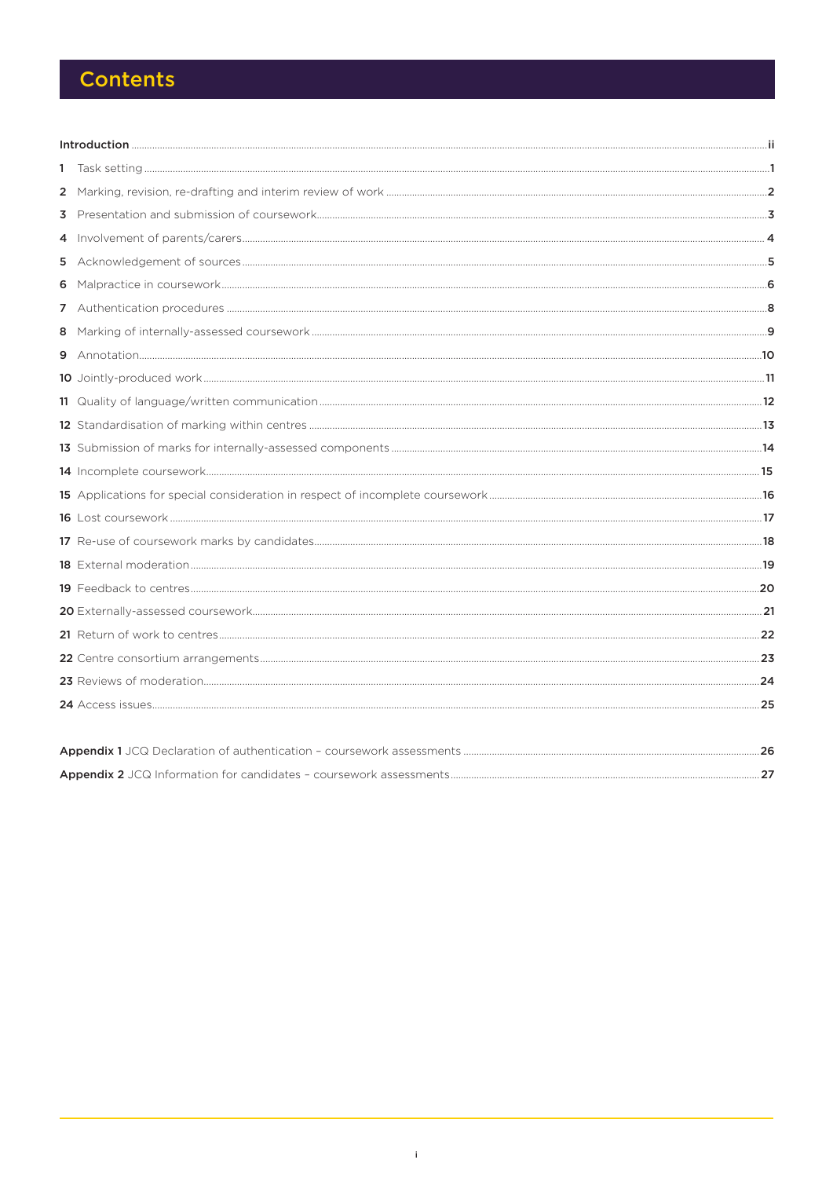# Contents

| | |
|---|---|
| **Introduction** | ii |
| **1** Task setting | 1 |
| **2** Marking, revision, re-drafting and interim review of work | 2 |
| **3** Presentation and submission of coursework | 3 |
| **4** Involvement of parents/carers | 4 |
| **5** Acknowledgement of sources | 5 |
| **6** Malpractice in coursework | 6 |
| **7** Authentication procedures | 8 |
| **8** Marking of internally-assessed coursework | 9 |
| **9** Annotation | 10 |
| **10** Jointly-produced work | 11 |
| **11** Quality of language/written communication | 12 |
| **12** Standardisation of marking within centres | 13 |
| **13** Submission of marks for internally-assessed components | 14 |
| **14** Incomplete coursework | 15 |
| **15** Applications for special consideration in respect of incomplete coursework | 16 |
| **16** Lost coursework | 17 |
| **17** Re-use of coursework marks by candidates | 18 |
| **18** External moderation | 19 |
| **19** Feedback to centres | 20 |
| **20** Externally-assessed coursework | 21 |
| **21** Return of work to centres | 22 |
| **22** Centre consortium arrangements | 23 |
| **23** Reviews of moderation | 24 |
| **24** Access issues | 25 |
| **Appendix 1** JCQ Declaration of authentication – coursework assessments | 26 |
| **Appendix 2** JCQ Information for candidates – coursework assessments | 27 |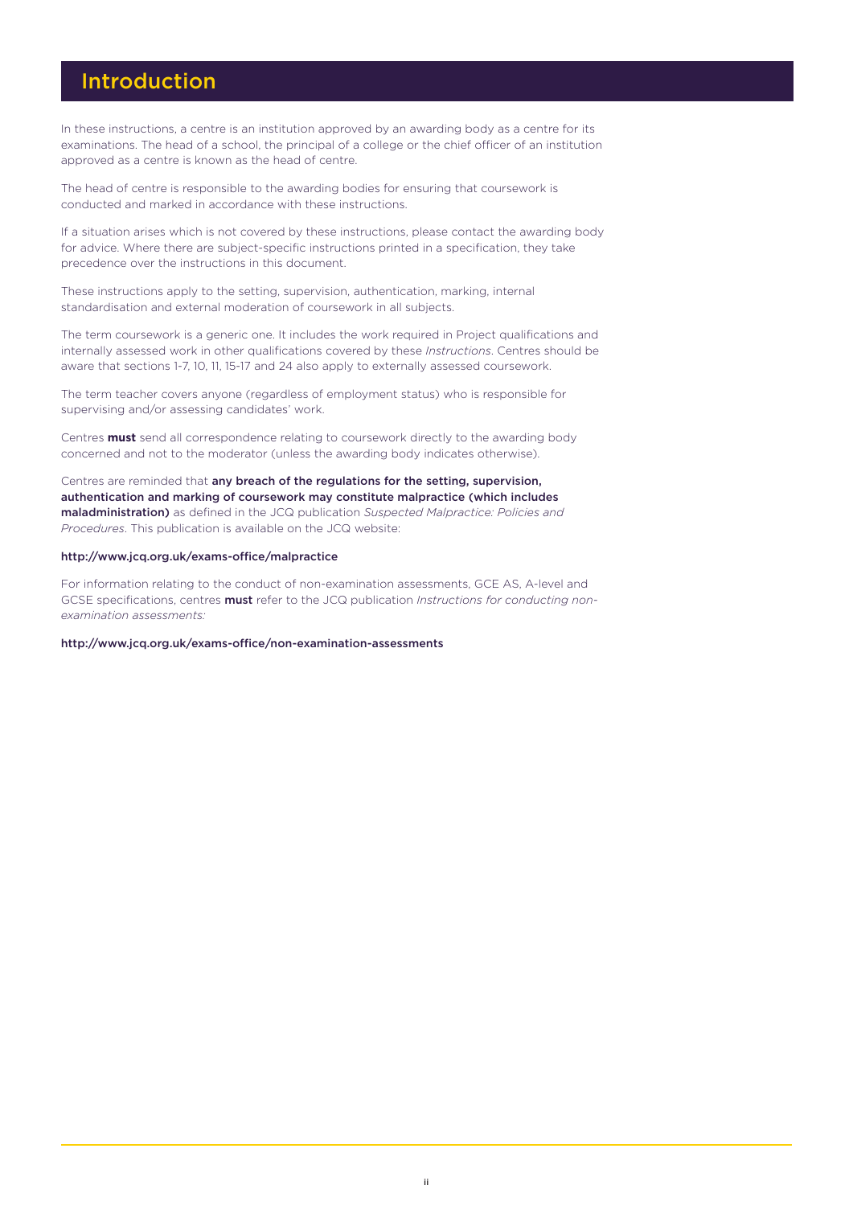# Introduction

In these instructions, a centre is an institution approved by an awarding body as a centre for its examinations. The head of a school, the principal of a college or the chief officer of an institution approved as a centre is known as the head of centre.

The head of centre is responsible to the awarding bodies for ensuring that coursework is conducted and marked in accordance with these instructions.

If a situation arises which is not covered by these instructions, please contact the awarding body for advice. Where there are subject-specific instructions printed in a specification, they take precedence over the instructions in this document.

These instructions apply to the setting, supervision, authentication, marking, internal standardisation and external moderation of coursework in all subjects.

The term coursework is a generic one. It includes the work required in Project qualifications and internally assessed work in other qualifications covered by these *Instructions*. Centres should be aware that sections 1-7, 10, 11, 15-17 and 24 also apply to externally assessed coursework.

The term teacher covers anyone (regardless of employment status) who is responsible for supervising and/or assessing candidates' work.

Centres **must** send all correspondence relating to coursework directly to the awarding body concerned and not to the moderator (unless the awarding body indicates otherwise).

Centres are reminded that **any breach of the regulations for the setting, supervision, authentication and marking of coursework may constitute malpractice (which includes maladministration)** as defined in the JCQ publication *Suspected Malpractice: Policies and Procedures*. This publication is available on the JCQ website:

**http://www.jcq.org.uk/exams-office/malpractice**

For information relating to the conduct of non-examination assessments, GCE AS, A-level and GCSE specifications, centres **must** refer to the JCQ publication *Instructions for conducting non-examination assessments:*

**http://www.jcq.org.uk/exams-office/non-examination-assessments**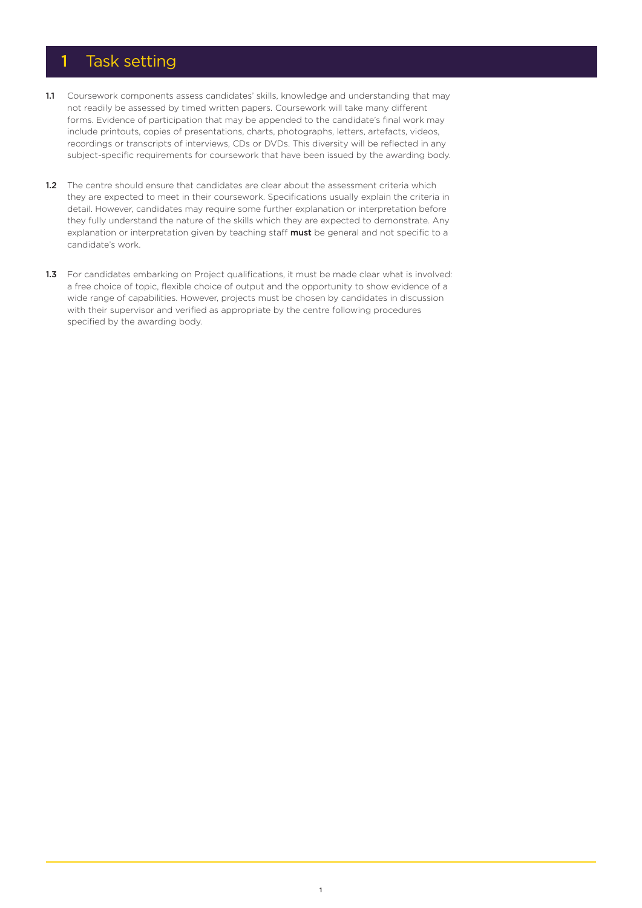# 1 Task setting

**1.1** Coursework components assess candidates' skills, knowledge and understanding that may not readily be assessed by timed written papers. Coursework will take many different forms. Evidence of participation that may be appended to the candidate's final work may include printouts, copies of presentations, charts, photographs, letters, artefacts, videos, recordings or transcripts of interviews, CDs or DVDs. This diversity will be reflected in any subject-specific requirements for coursework that have been issued by the awarding body.

**1.2** The centre should ensure that candidates are clear about the assessment criteria which they are expected to meet in their coursework. Specifications usually explain the criteria in detail. However, candidates may require some further explanation or interpretation before they fully understand the nature of the skills which they are expected to demonstrate. Any explanation or interpretation given by teaching staff **must** be general and not specific to a candidate's work.

**1.3** For candidates embarking on Project qualifications, it must be made clear what is involved: a free choice of topic, flexible choice of output and the opportunity to show evidence of a wide range of capabilities. However, projects must be chosen by candidates in discussion with their supervisor and verified as appropriate by the centre following procedures specified by the awarding body.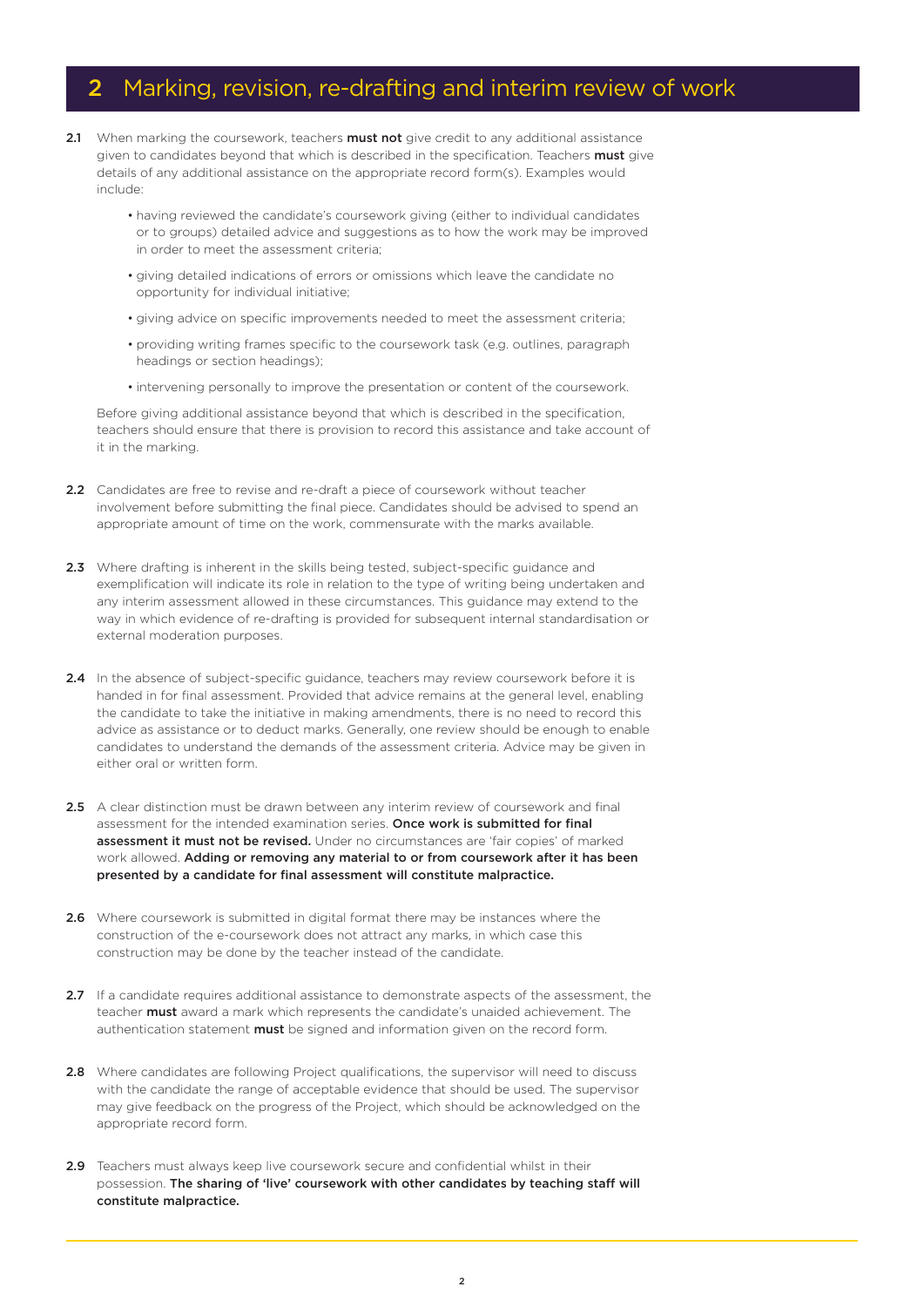## 2 Marking, revision, re-drafting and interim review of work

**2.1** When marking the coursework, teachers **must not** give credit to any additional assistance given to candidates beyond that which is described in the specification. Teachers **must** give details of any additional assistance on the appropriate record form(s). Examples would include:

- having reviewed the candidate's coursework giving (either to individual candidates or to groups) detailed advice and suggestions as to how the work may be improved in order to meet the assessment criteria;
- giving detailed indications of errors or omissions which leave the candidate no opportunity for individual initiative;
- giving advice on specific improvements needed to meet the assessment criteria;
- providing writing frames specific to the coursework task (e.g. outlines, paragraph headings or section headings);
- intervening personally to improve the presentation or content of the coursework.

Before giving additional assistance beyond that which is described in the specification, teachers should ensure that there is provision to record this assistance and take account of it in the marking.

**2.2** Candidates are free to revise and re-draft a piece of coursework without teacher involvement before submitting the final piece. Candidates should be advised to spend an appropriate amount of time on the work, commensurate with the marks available.

**2.3** Where drafting is inherent in the skills being tested, subject-specific guidance and exemplification will indicate its role in relation to the type of writing being undertaken and any interim assessment allowed in these circumstances. This guidance may extend to the way in which evidence of re-drafting is provided for subsequent internal standardisation or external moderation purposes.

**2.4** In the absence of subject-specific guidance, teachers may review coursework before it is handed in for final assessment. Provided that advice remains at the general level, enabling the candidate to take the initiative in making amendments, there is no need to record this advice as assistance or to deduct marks. Generally, one review should be enough to enable candidates to understand the demands of the assessment criteria. Advice may be given in either oral or written form.

**2.5** A clear distinction must be drawn between any interim review of coursework and final assessment for the intended examination series. **Once work is submitted for final assessment it must not be revised.** Under no circumstances are 'fair copies' of marked work allowed. **Adding or removing any material to or from coursework after it has been presented by a candidate for final assessment will constitute malpractice.**

**2.6** Where coursework is submitted in digital format there may be instances where the construction of the e-coursework does not attract any marks, in which case this construction may be done by the teacher instead of the candidate.

**2.7** If a candidate requires additional assistance to demonstrate aspects of the assessment, the teacher **must** award a mark which represents the candidate's unaided achievement. The authentication statement **must** be signed and information given on the record form.

**2.8** Where candidates are following Project qualifications, the supervisor will need to discuss with the candidate the range of acceptable evidence that should be used. The supervisor may give feedback on the progress of the Project, which should be acknowledged on the appropriate record form.

**2.9** Teachers must always keep live coursework secure and confidential whilst in their possession. **The sharing of 'live' coursework with other candidates by teaching staff will constitute malpractice.**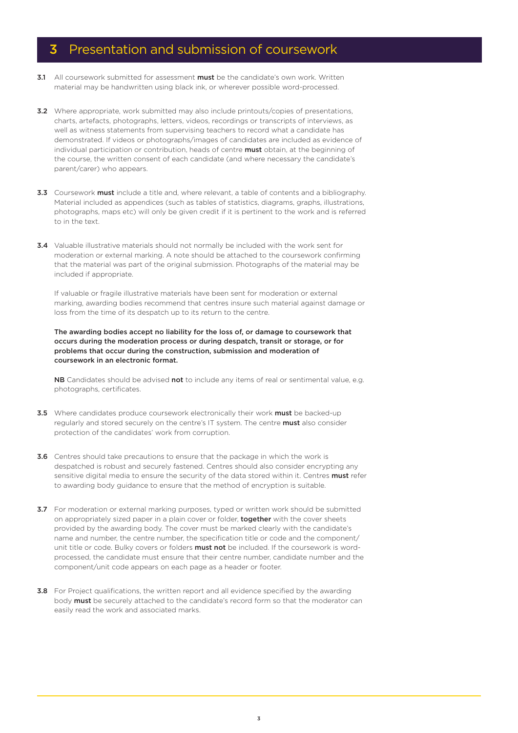## 3 Presentation and submission of coursework

**3.1** All coursework submitted for assessment **must** be the candidate's own work. Written material may be handwritten using black ink, or wherever possible word-processed.

**3.2** Where appropriate, work submitted may also include printouts/copies of presentations, charts, artefacts, photographs, letters, videos, recordings or transcripts of interviews, as well as witness statements from supervising teachers to record what a candidate has demonstrated. If videos or photographs/images of candidates are included as evidence of individual participation or contribution, heads of centre **must** obtain, at the beginning of the course, the written consent of each candidate (and where necessary the candidate's parent/carer) who appears.

**3.3** Coursework **must** include a title and, where relevant, a table of contents and a bibliography. Material included as appendices (such as tables of statistics, diagrams, graphs, illustrations, photographs, maps etc) will only be given credit if it is pertinent to the work and is referred to in the text.

**3.4** Valuable illustrative materials should not normally be included with the work sent for moderation or external marking. A note should be attached to the coursework confirming that the material was part of the original submission. Photographs of the material may be included if appropriate.

If valuable or fragile illustrative materials have been sent for moderation or external marking, awarding bodies recommend that centres insure such material against damage or loss from the time of its despatch up to its return to the centre.

**The awarding bodies accept no liability for the loss of, or damage to coursework that occurs during the moderation process or during despatch, transit or storage, or for problems that occur during the construction, submission and moderation of coursework in an electronic format.**

**NB** Candidates should be advised **not** to include any items of real or sentimental value, e.g. photographs, certificates.

**3.5** Where candidates produce coursework electronically their work **must** be backed-up regularly and stored securely on the centre's IT system. The centre **must** also consider protection of the candidates' work from corruption.

**3.6** Centres should take precautions to ensure that the package in which the work is despatched is robust and securely fastened. Centres should also consider encrypting any sensitive digital media to ensure the security of the data stored within it. Centres **must** refer to awarding body guidance to ensure that the method of encryption is suitable.

**3.7** For moderation or external marking purposes, typed or written work should be submitted on appropriately sized paper in a plain cover or folder, **together** with the cover sheets provided by the awarding body. The cover must be marked clearly with the candidate's name and number, the centre number, the specification title or code and the component/unit title or code. Bulky covers or folders **must not** be included. If the coursework is word-processed, the candidate must ensure that their centre number, candidate number and the component/unit code appears on each page as a header or footer.

**3.8** For Project qualifications, the written report and all evidence specified by the awarding body **must** be securely attached to the candidate's record form so that the moderator can easily read the work and associated marks.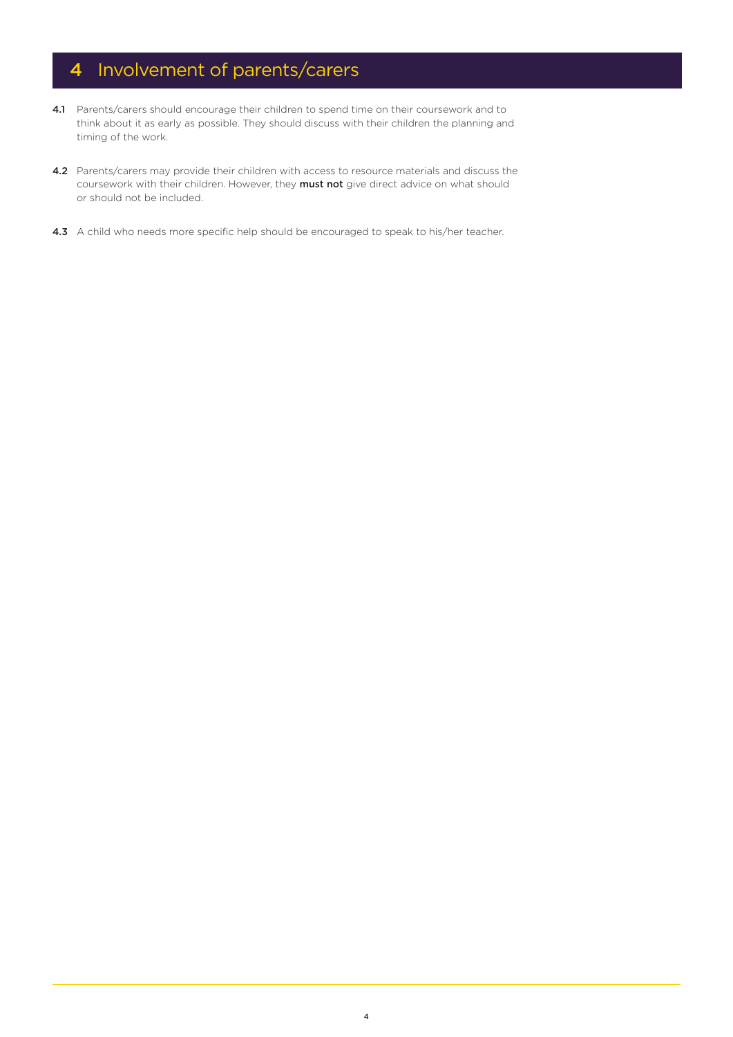# 4 Involvement of parents/carers

**4.1** Parents/carers should encourage their children to spend time on their coursework and to think about it as early as possible. They should discuss with their children the planning and timing of the work.

**4.2** Parents/carers may provide their children with access to resource materials and discuss the coursework with their children. However, they **must not** give direct advice on what should or should not be included.

**4.3** A child who needs more specific help should be encouraged to speak to his/her teacher.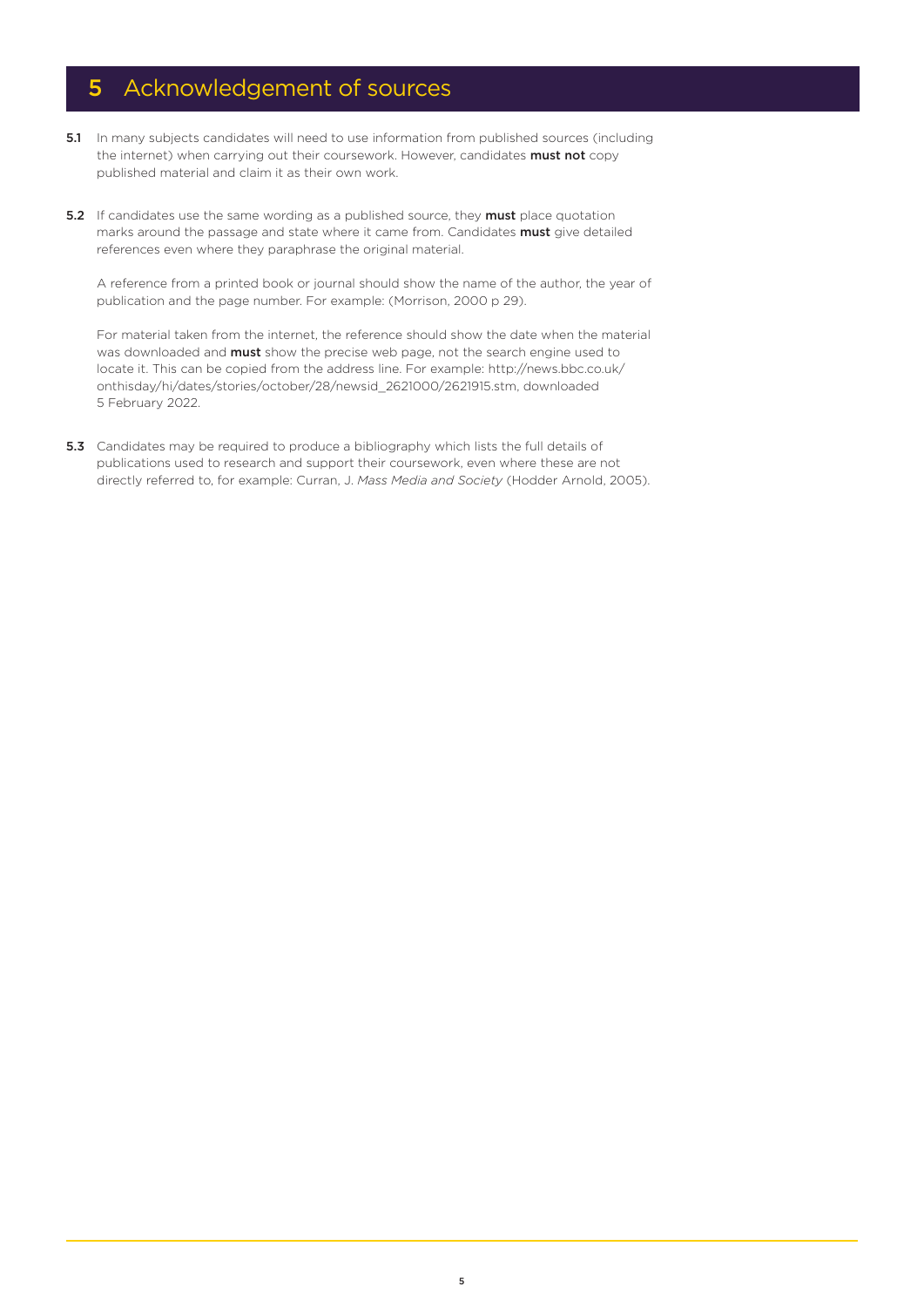# 5 Acknowledgement of sources

**5.1** In many subjects candidates will need to use information from published sources (including the internet) when carrying out their coursework. However, candidates **must not** copy published material and claim it as their own work.

**5.2** If candidates use the same wording as a published source, they **must** place quotation marks around the passage and state where it came from. Candidates **must** give detailed references even where they paraphrase the original material.

A reference from a printed book or journal should show the name of the author, the year of publication and the page number. For example: (Morrison, 2000 p 29).

For material taken from the internet, the reference should show the date when the material was downloaded and **must** show the precise web page, not the search engine used to locate it. This can be copied from the address line. For example: http://news.bbc.co.uk/onthisday/hi/dates/stories/october/28/newsid_2621000/2621915.stm, downloaded 5 February 2022.

**5.3** Candidates may be required to produce a bibliography which lists the full details of publications used to research and support their coursework, even where these are not directly referred to, for example: Curran, J. *Mass Media and Society* (Hodder Arnold, 2005).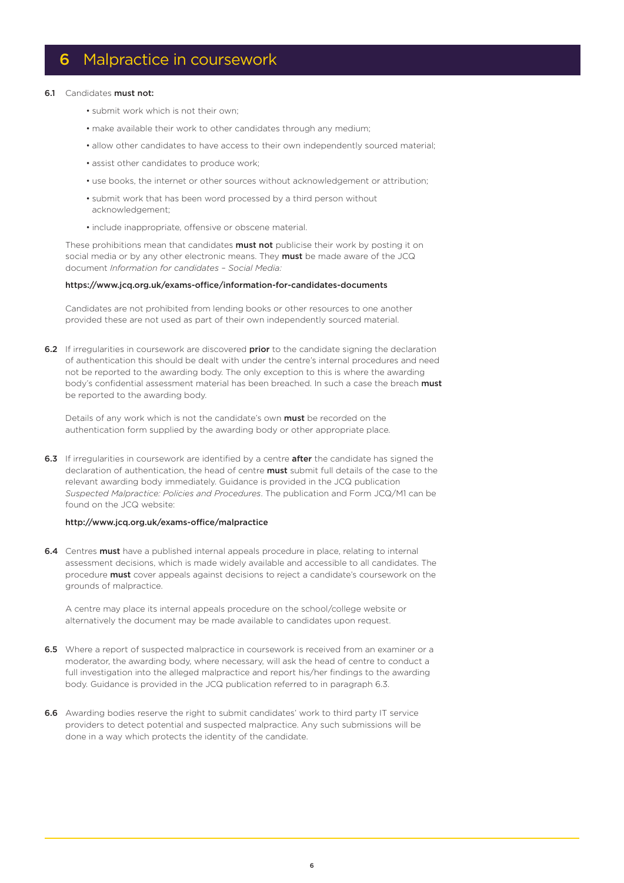## 6 Malpractice in coursework

**6.1** Candidates **must not:**

- submit work which is not their own;
- make available their work to other candidates through any medium;
- allow other candidates to have access to their own independently sourced material;
- assist other candidates to produce work;
- use books, the internet or other sources without acknowledgement or attribution;
- submit work that has been word processed by a third person without acknowledgement;
- include inappropriate, offensive or obscene material.

These prohibitions mean that candidates **must not** publicise their work by posting it on social media or by any other electronic means. They **must** be made aware of the JCQ document *Information for candidates – Social Media:*

https://www.jcq.org.uk/exams-office/information-for-candidates-documents

Candidates are not prohibited from lending books or other resources to one another provided these are not used as part of their own independently sourced material.

**6.2** If irregularities in coursework are discovered **prior** to the candidate signing the declaration of authentication this should be dealt with under the centre's internal procedures and need not be reported to the awarding body. The only exception to this is where the awarding body's confidential assessment material has been breached. In such a case the breach **must** be reported to the awarding body.

Details of any work which is not the candidate's own **must** be recorded on the authentication form supplied by the awarding body or other appropriate place.

**6.3** If irregularities in coursework are identified by a centre **after** the candidate has signed the declaration of authentication, the head of centre **must** submit full details of the case to the relevant awarding body immediately. Guidance is provided in the JCQ publication *Suspected Malpractice: Policies and Procedures*. The publication and Form JCQ/M1 can be found on the JCQ website:

http://www.jcq.org.uk/exams-office/malpractice

**6.4** Centres **must** have a published internal appeals procedure in place, relating to internal assessment decisions, which is made widely available and accessible to all candidates. The procedure **must** cover appeals against decisions to reject a candidate's coursework on the grounds of malpractice.

A centre may place its internal appeals procedure on the school/college website or alternatively the document may be made available to candidates upon request.

**6.5** Where a report of suspected malpractice in coursework is received from an examiner or a moderator, the awarding body, where necessary, will ask the head of centre to conduct a full investigation into the alleged malpractice and report his/her findings to the awarding body. Guidance is provided in the JCQ publication referred to in paragraph 6.3.

**6.6** Awarding bodies reserve the right to submit candidates' work to third party IT service providers to detect potential and suspected malpractice. Any such submissions will be done in a way which protects the identity of the candidate.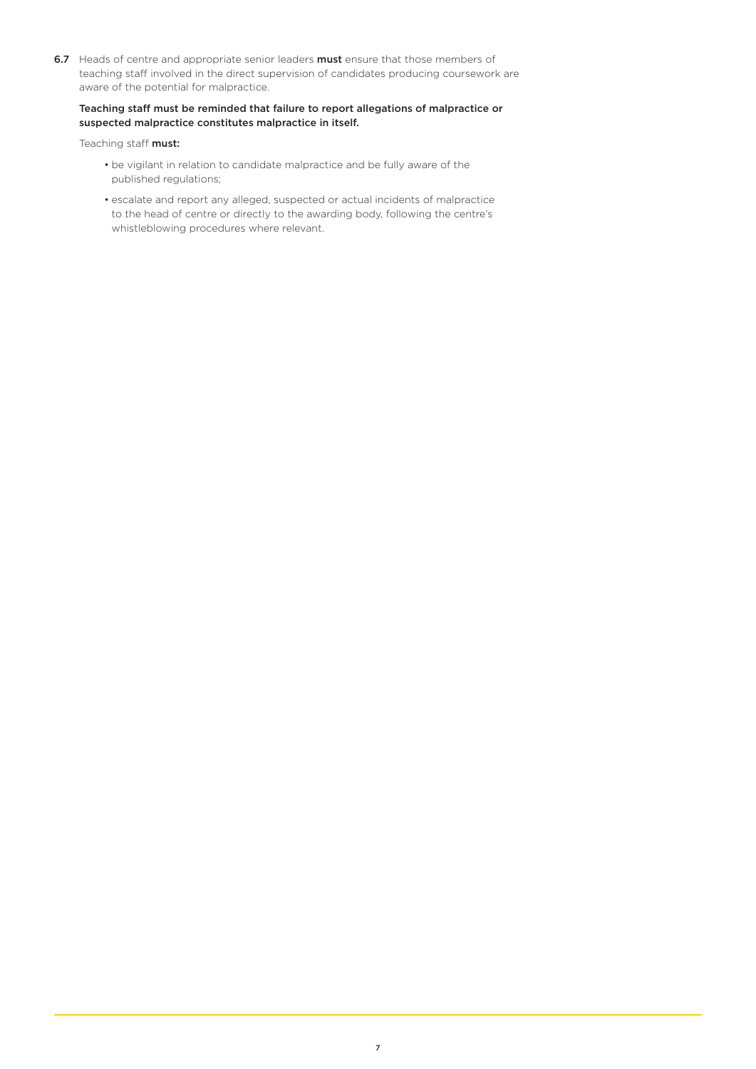**6.7** Heads of centre and appropriate senior leaders **must** ensure that those members of teaching staff involved in the direct supervision of candidates producing coursework are aware of the potential for malpractice.

**Teaching staff must be reminded that failure to report allegations of malpractice or suspected malpractice constitutes malpractice in itself.**

Teaching staff **must:**

- be vigilant in relation to candidate malpractice and be fully aware of the published regulations;
- escalate and report any alleged, suspected or actual incidents of malpractice to the head of centre or directly to the awarding body, following the centre's whistleblowing procedures where relevant.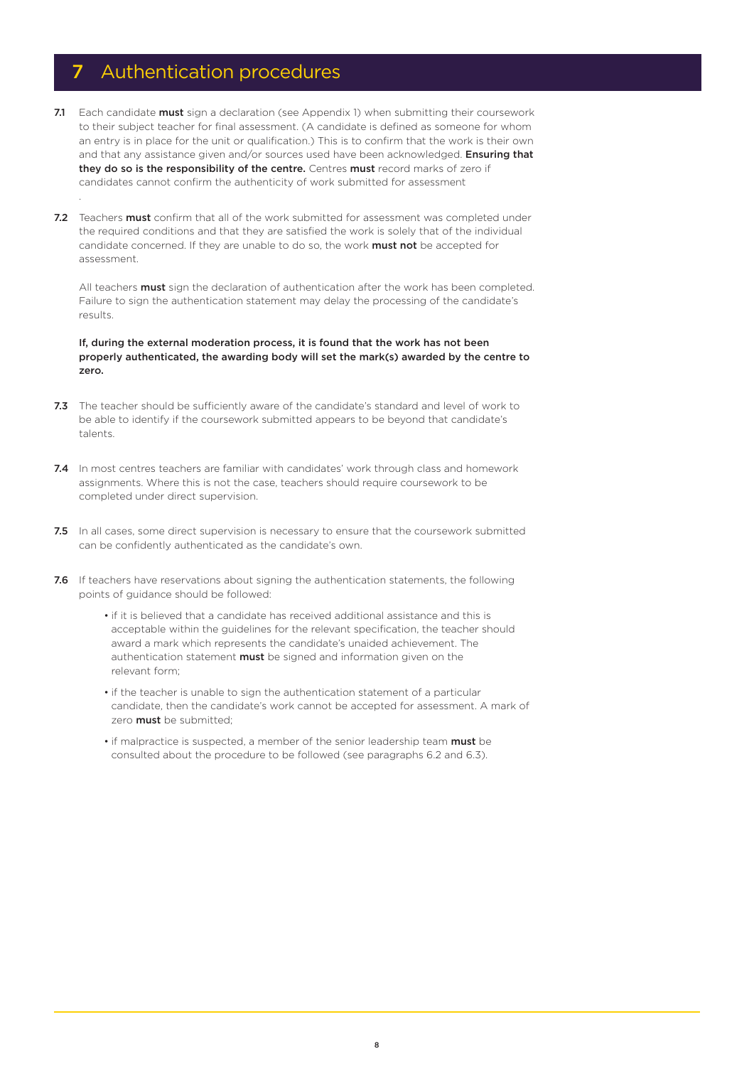# 7 Authentication procedures

**7.1** Each candidate **must** sign a declaration (see Appendix 1) when submitting their coursework to their subject teacher for final assessment. (A candidate is defined as someone for whom an entry is in place for the unit or qualification.) This is to confirm that the work is their own and that any assistance given and/or sources used have been acknowledged. **Ensuring that they do so is the responsibility of the centre.** Centres **must** record marks of zero if candidates cannot confirm the authenticity of work submitted for assessment

.

**7.2** Teachers **must** confirm that all of the work submitted for assessment was completed under the required conditions and that they are satisfied the work is solely that of the individual candidate concerned. If they are unable to do so, the work **must not** be accepted for assessment.

All teachers **must** sign the declaration of authentication after the work has been completed. Failure to sign the authentication statement may delay the processing of the candidate's results.

**If, during the external moderation process, it is found that the work has not been properly authenticated, the awarding body will set the mark(s) awarded by the centre to zero.**

**7.3** The teacher should be sufficiently aware of the candidate's standard and level of work to be able to identify if the coursework submitted appears to be beyond that candidate's talents.

**7.4** In most centres teachers are familiar with candidates' work through class and homework assignments. Where this is not the case, teachers should require coursework to be completed under direct supervision.

**7.5** In all cases, some direct supervision is necessary to ensure that the coursework submitted can be confidently authenticated as the candidate's own.

**7.6** If teachers have reservations about signing the authentication statements, the following points of guidance should be followed:

- if it is believed that a candidate has received additional assistance and this is acceptable within the guidelines for the relevant specification, the teacher should award a mark which represents the candidate's unaided achievement. The authentication statement **must** be signed and information given on the relevant form;
- if the teacher is unable to sign the authentication statement of a particular candidate, then the candidate's work cannot be accepted for assessment. A mark of zero **must** be submitted;
- if malpractice is suspected, a member of the senior leadership team **must** be consulted about the procedure to be followed (see paragraphs 6.2 and 6.3).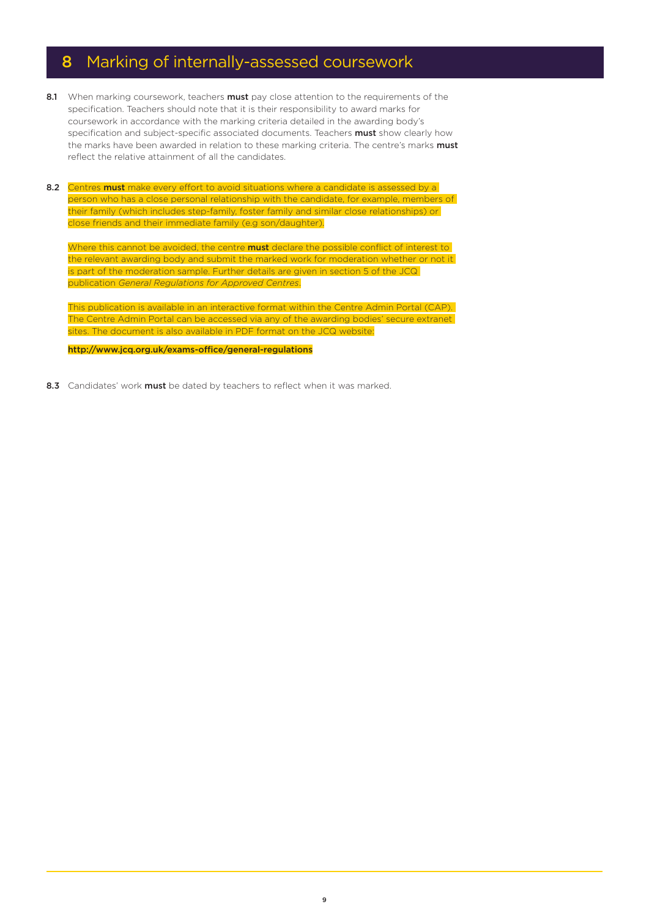# 8 Marking of internally-assessed coursework

**8.1** When marking coursework, teachers **must** pay close attention to the requirements of the specification. Teachers should note that it is their responsibility to award marks for coursework in accordance with the marking criteria detailed in the awarding body's specification and subject-specific associated documents. Teachers **must** show clearly how the marks have been awarded in relation to these marking criteria. The centre's marks **must** reflect the relative attainment of all the candidates.

**8.2** Centres **must** make every effort to avoid situations where a candidate is assessed by a person who has a close personal relationship with the candidate, for example, members of their family (which includes step-family, foster family and similar close relationships) or close friends and their immediate family (e.g son/daughter).

Where this cannot be avoided, the centre **must** declare the possible conflict of interest to the relevant awarding body and submit the marked work for moderation whether or not it is part of the moderation sample. Further details are given in section 5 of the JCQ publication *General Regulations for Approved Centres*.

This publication is available in an interactive format within the Centre Admin Portal (CAP). The Centre Admin Portal can be accessed via any of the awarding bodies' secure extranet sites. The document is also available in PDF format on the JCQ website:

**http://www.jcq.org.uk/exams-office/general-regulations**

**8.3** Candidates' work **must** be dated by teachers to reflect when it was marked.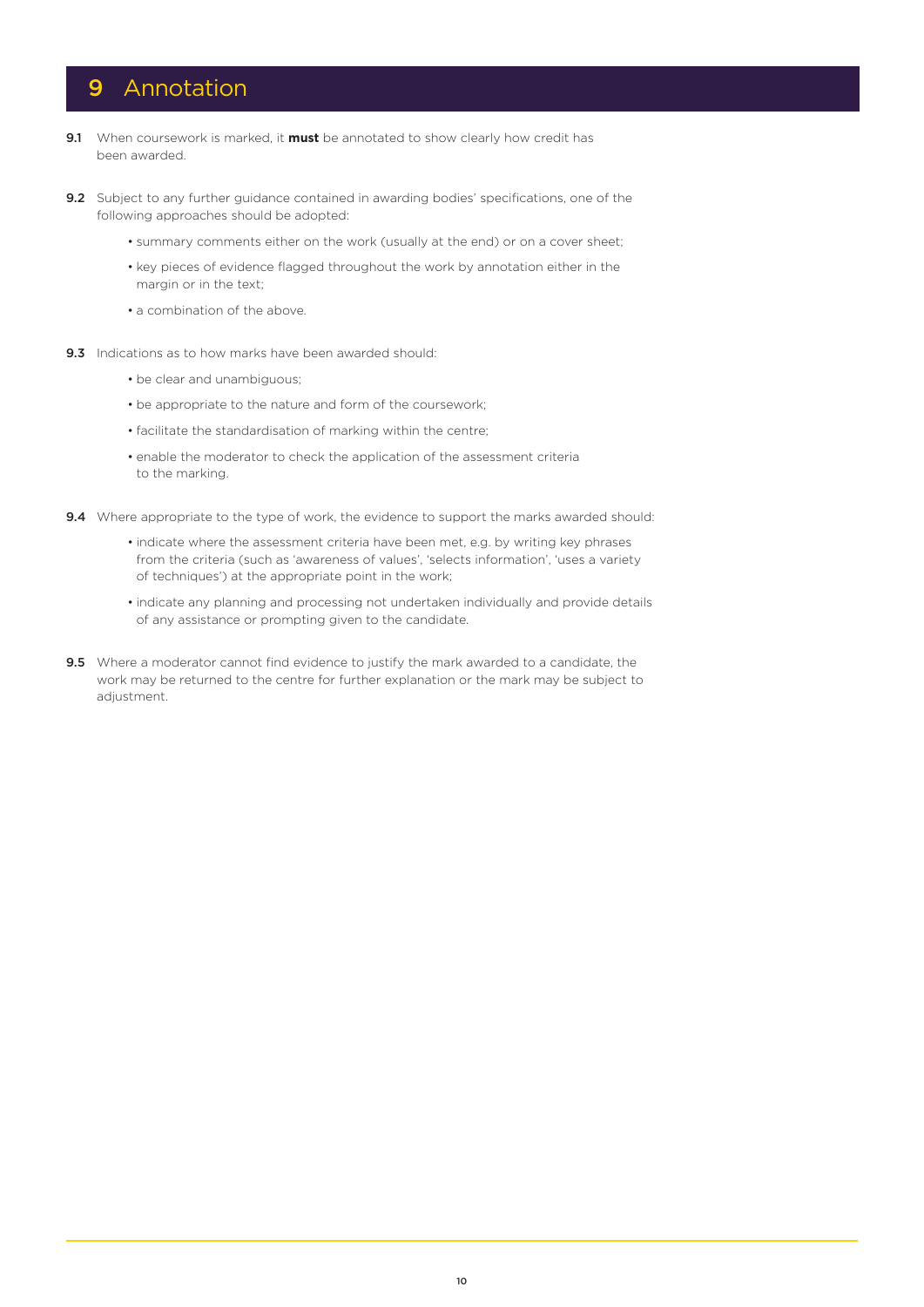# 9 Annotation

**9.1** When coursework is marked, it **must** be annotated to show clearly how credit has been awarded.

**9.2** Subject to any further guidance contained in awarding bodies' specifications, one of the following approaches should be adopted:

- summary comments either on the work (usually at the end) or on a cover sheet;
- key pieces of evidence flagged throughout the work by annotation either in the margin or in the text;
- a combination of the above.

**9.3** Indications as to how marks have been awarded should:

- be clear and unambiguous;
- be appropriate to the nature and form of the coursework;
- facilitate the standardisation of marking within the centre;
- enable the moderator to check the application of the assessment criteria to the marking.

**9.4** Where appropriate to the type of work, the evidence to support the marks awarded should:

- indicate where the assessment criteria have been met, e.g. by writing key phrases from the criteria (such as 'awareness of values', 'selects information', 'uses a variety of techniques') at the appropriate point in the work;
- indicate any planning and processing not undertaken individually and provide details of any assistance or prompting given to the candidate.

**9.5** Where a moderator cannot find evidence to justify the mark awarded to a candidate, the work may be returned to the centre for further explanation or the mark may be subject to adjustment.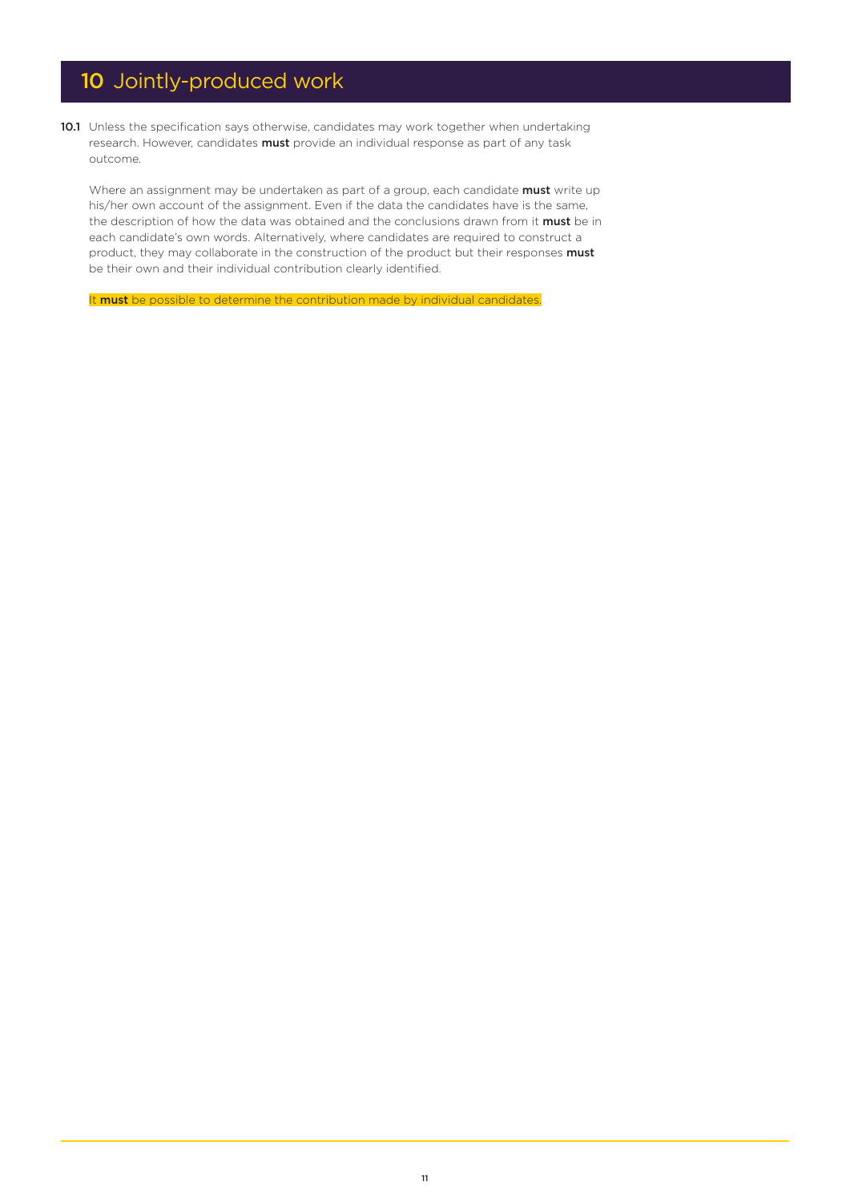# 10 Jointly-produced work

**10.1** Unless the specification says otherwise, candidates may work together when undertaking research. However, candidates **must** provide an individual response as part of any task outcome.

Where an assignment may be undertaken as part of a group, each candidate **must** write up his/her own account of the assignment. Even if the data the candidates have is the same, the description of how the data was obtained and the conclusions drawn from it **must** be in each candidate's own words. Alternatively, where candidates are required to construct a product, they may collaborate in the construction of the product but their responses **must** be their own and their individual contribution clearly identified.

It **must** be possible to determine the contribution made by individual candidates.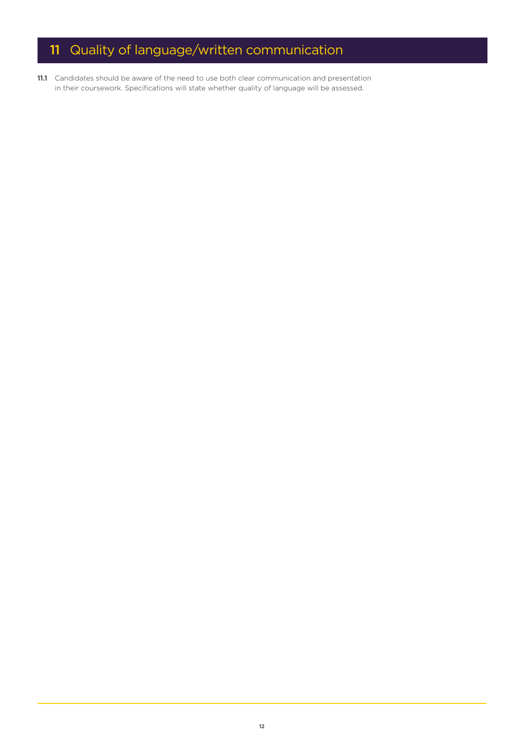# 11 Quality of language/written communication

**11.1** Candidates should be aware of the need to use both clear communication and presentation in their coursework. Specifications will state whether quality of language will be assessed.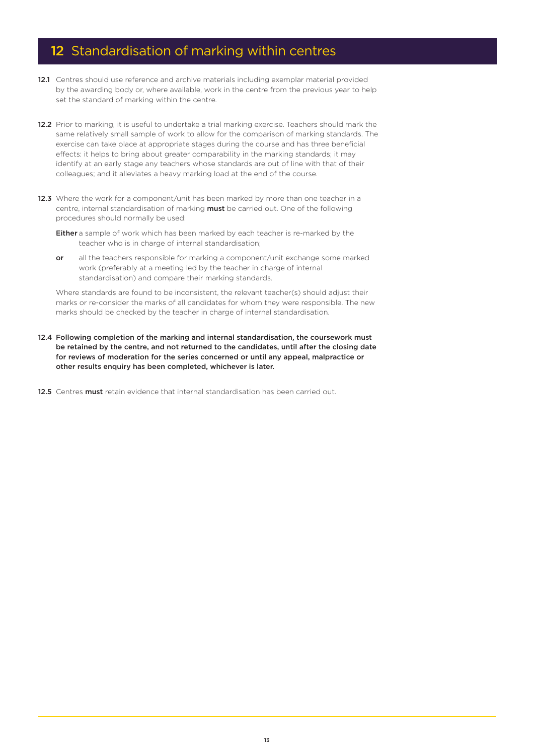## 12 Standardisation of marking within centres

**12.1** Centres should use reference and archive materials including exemplar material provided by the awarding body or, where available, work in the centre from the previous year to help set the standard of marking within the centre.

**12.2** Prior to marking, it is useful to undertake a trial marking exercise. Teachers should mark the same relatively small sample of work to allow for the comparison of marking standards. The exercise can take place at appropriate stages during the course and has three beneficial effects: it helps to bring about greater comparability in the marking standards; it may identify at an early stage any teachers whose standards are out of line with that of their colleagues; and it alleviates a heavy marking load at the end of the course.

**12.3** Where the work for a component/unit has been marked by more than one teacher in a centre, internal standardisation of marking **must** be carried out. One of the following procedures should normally be used:

**Either** a sample of work which has been marked by each teacher is re-marked by the teacher who is in charge of internal standardisation;

**or** all the teachers responsible for marking a component/unit exchange some marked work (preferably at a meeting led by the teacher in charge of internal standardisation) and compare their marking standards.

Where standards are found to be inconsistent, the relevant teacher(s) should adjust their marks or re-consider the marks of all candidates for whom they were responsible. The new marks should be checked by the teacher in charge of internal standardisation.

**12.4 Following completion of the marking and internal standardisation, the coursework must be retained by the centre, and not returned to the candidates, until after the closing date for reviews of moderation for the series concerned or until any appeal, malpractice or other results enquiry has been completed, whichever is later.**

**12.5** Centres **must** retain evidence that internal standardisation has been carried out.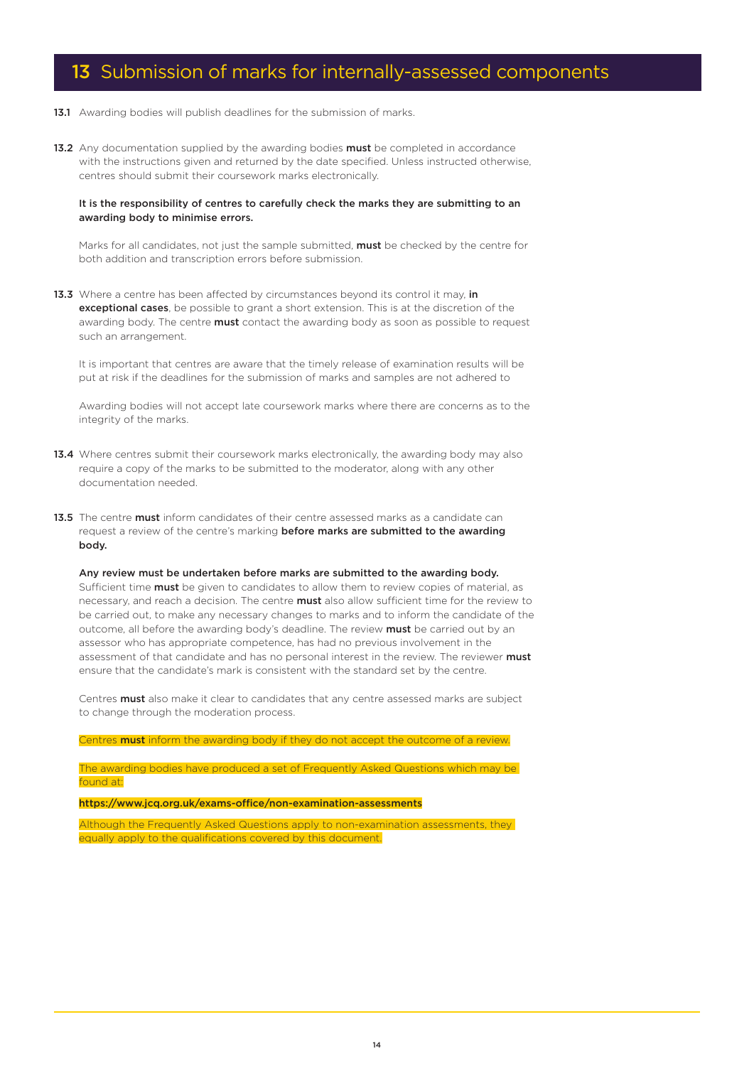# 13 Submission of marks for internally-assessed components

**13.1** Awarding bodies will publish deadlines for the submission of marks.

**13.2** Any documentation supplied by the awarding bodies **must** be completed in accordance with the instructions given and returned by the date specified. Unless instructed otherwise, centres should submit their coursework marks electronically.

**It is the responsibility of centres to carefully check the marks they are submitting to an awarding body to minimise errors.**

Marks for all candidates, not just the sample submitted, **must** be checked by the centre for both addition and transcription errors before submission.

**13.3** Where a centre has been affected by circumstances beyond its control it may, **in exceptional cases**, be possible to grant a short extension. This is at the discretion of the awarding body. The centre **must** contact the awarding body as soon as possible to request such an arrangement.

It is important that centres are aware that the timely release of examination results will be put at risk if the deadlines for the submission of marks and samples are not adhered to

Awarding bodies will not accept late coursework marks where there are concerns as to the integrity of the marks.

**13.4** Where centres submit their coursework marks electronically, the awarding body may also require a copy of the marks to be submitted to the moderator, along with any other documentation needed.

**13.5** The centre **must** inform candidates of their centre assessed marks as a candidate can request a review of the centre's marking **before marks are submitted to the awarding body.**

**Any review must be undertaken before marks are submitted to the awarding body.** Sufficient time **must** be given to candidates to allow them to review copies of material, as necessary, and reach a decision. The centre **must** also allow sufficient time for the review to be carried out, to make any necessary changes to marks and to inform the candidate of the outcome, all before the awarding body's deadline. The review **must** be carried out by an assessor who has appropriate competence, has had no previous involvement in the assessment of that candidate and has no personal interest in the review. The reviewer **must** ensure that the candidate's mark is consistent with the standard set by the centre.

Centres **must** also make it clear to candidates that any centre assessed marks are subject to change through the moderation process.

Centres **must** inform the awarding body if they do not accept the outcome of a review.

The awarding bodies have produced a set of Frequently Asked Questions which may be found at:

**https://www.jcq.org.uk/exams-office/non-examination-assessments**

Although the Frequently Asked Questions apply to non-examination assessments, they equally apply to the qualifications covered by this document.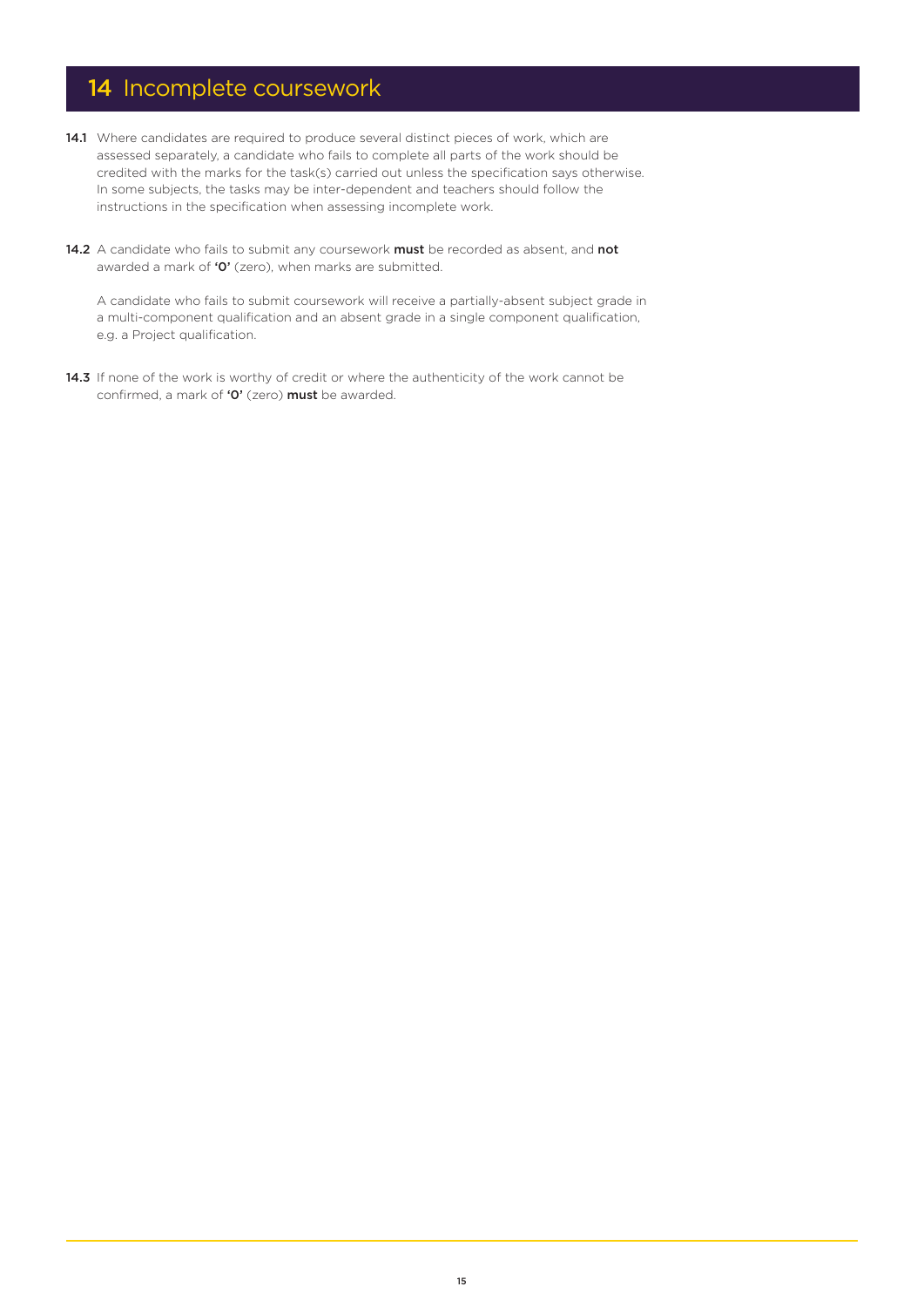# 14 Incomplete coursework

**14.1** Where candidates are required to produce several distinct pieces of work, which are assessed separately, a candidate who fails to complete all parts of the work should be credited with the marks for the task(s) carried out unless the specification says otherwise. In some subjects, the tasks may be inter-dependent and teachers should follow the instructions in the specification when assessing incomplete work.

**14.2** A candidate who fails to submit any coursework **must** be recorded as absent, and **not** awarded a mark of **'0'** (zero), when marks are submitted.

A candidate who fails to submit coursework will receive a partially-absent subject grade in a multi-component qualification and an absent grade in a single component qualification, e.g. a Project qualification.

**14.3** If none of the work is worthy of credit or where the authenticity of the work cannot be confirmed, a mark of **'0'** (zero) **must** be awarded.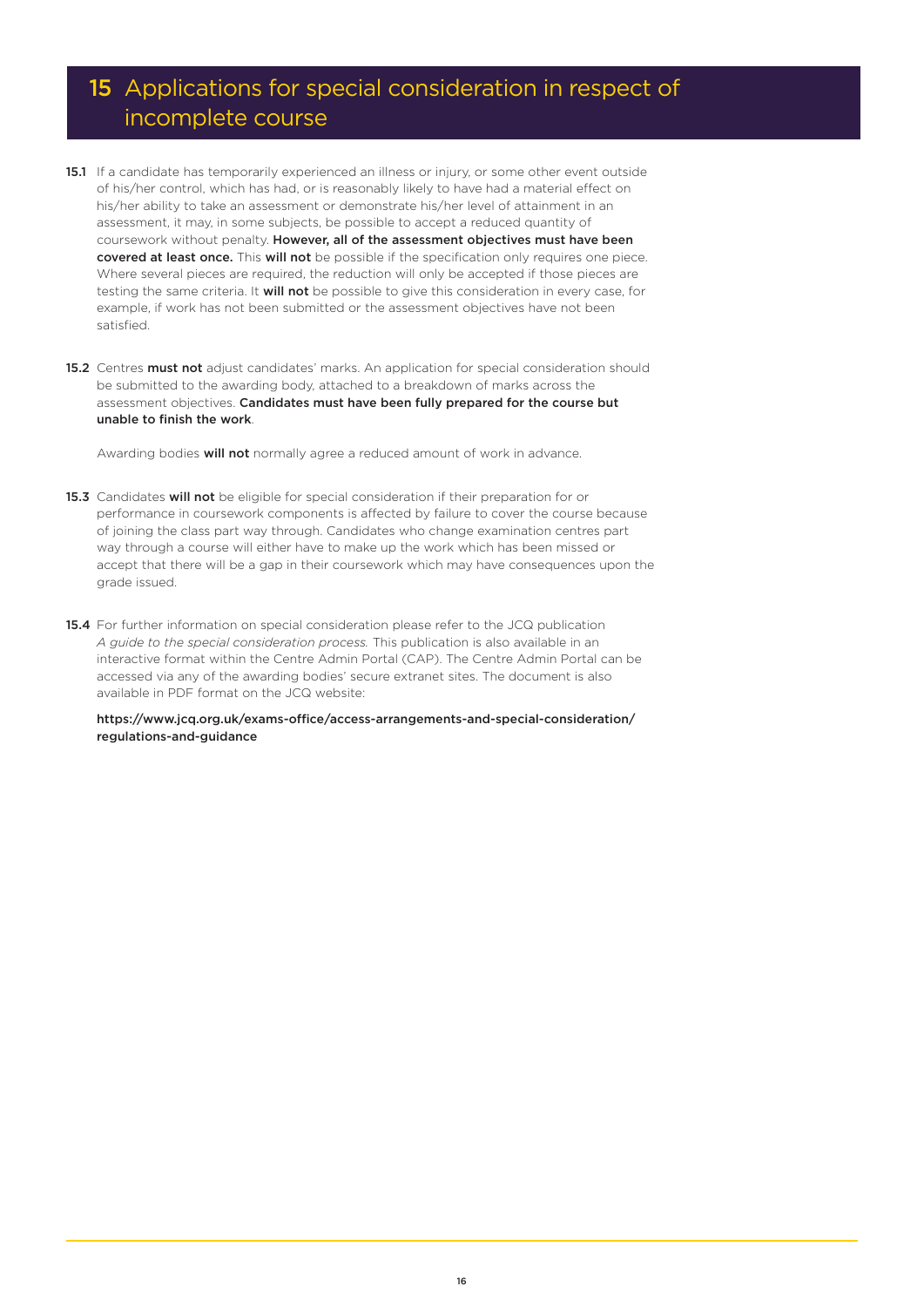# 15 Applications for special consideration in respect of incomplete course

**15.1** If a candidate has temporarily experienced an illness or injury, or some other event outside of his/her control, which has had, or is reasonably likely to have had a material effect on his/her ability to take an assessment or demonstrate his/her level of attainment in an assessment, it may, in some subjects, be possible to accept a reduced quantity of coursework without penalty. **However, all of the assessment objectives must have been covered at least once.** This **will not** be possible if the specification only requires one piece. Where several pieces are required, the reduction will only be accepted if those pieces are testing the same criteria. It **will not** be possible to give this consideration in every case, for example, if work has not been submitted or the assessment objectives have not been satisfied.

**15.2** Centres **must not** adjust candidates' marks. An application for special consideration should be submitted to the awarding body, attached to a breakdown of marks across the assessment objectives. **Candidates must have been fully prepared for the course but unable to finish the work**.

Awarding bodies **will not** normally agree a reduced amount of work in advance.

**15.3** Candidates **will not** be eligible for special consideration if their preparation for or performance in coursework components is affected by failure to cover the course because of joining the class part way through. Candidates who change examination centres part way through a course will either have to make up the work which has been missed or accept that there will be a gap in their coursework which may have consequences upon the grade issued.

**15.4** For further information on special consideration please refer to the JCQ publication *A guide to the special consideration process.* This publication is also available in an interactive format within the Centre Admin Portal (CAP). The Centre Admin Portal can be accessed via any of the awarding bodies' secure extranet sites. The document is also available in PDF format on the JCQ website:

**https://www.jcq.org.uk/exams-office/access-arrangements-and-special-consideration/regulations-and-guidance**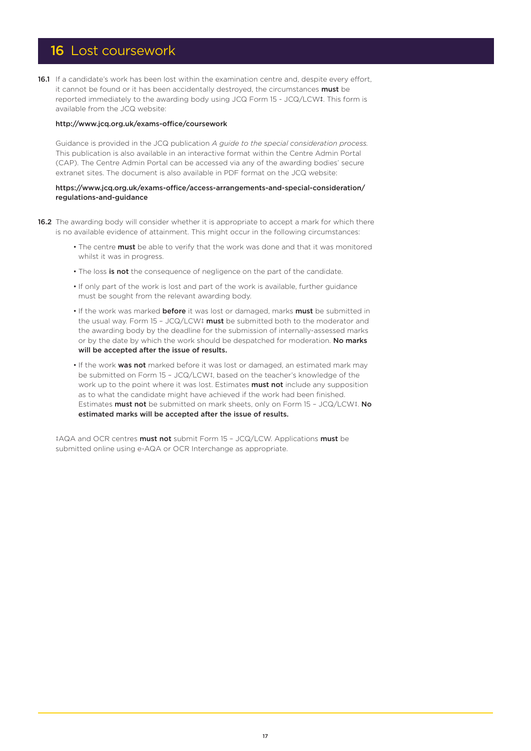## 16 Lost coursework

**16.1** If a candidate's work has been lost within the examination centre and, despite every effort, it cannot be found or it has been accidentally destroyed, the circumstances **must** be reported immediately to the awarding body using JCQ Form 15 - JCQ/LCW‡. This form is available from the JCQ website:

**http://www.jcq.org.uk/exams-office/coursework**

Guidance is provided in the JCQ publication *A guide to the special consideration process*. This publication is also available in an interactive format within the Centre Admin Portal (CAP). The Centre Admin Portal can be accessed via any of the awarding bodies' secure extranet sites. The document is also available in PDF format on the JCQ website:

**https://www.jcq.org.uk/exams-office/access-arrangements-and-special-consideration/regulations-and-guidance**

**16.2** The awarding body will consider whether it is appropriate to accept a mark for which there is no available evidence of attainment. This might occur in the following circumstances:

- The centre **must** be able to verify that the work was done and that it was monitored whilst it was in progress.
- The loss **is not** the consequence of negligence on the part of the candidate.
- If only part of the work is lost and part of the work is available, further guidance must be sought from the relevant awarding body.
- If the work was marked **before** it was lost or damaged, marks **must** be submitted in the usual way. Form 15 – JCQ/LCW‡ **must** be submitted both to the moderator and the awarding body by the deadline for the submission of internally-assessed marks or by the date by which the work should be despatched for moderation. **No marks will be accepted after the issue of results.**
- If the work **was not** marked before it was lost or damaged, an estimated mark may be submitted on Form 15 – JCQ/LCW‡, based on the teacher's knowledge of the work up to the point where it was lost. Estimates **must not** include any supposition as to what the candidate might have achieved if the work had been finished. Estimates **must not** be submitted on mark sheets, only on Form 15 – JCQ/LCW‡. **No estimated marks will be accepted after the issue of results.**

‡AQA and OCR centres **must not** submit Form 15 – JCQ/LCW. Applications **must** be submitted online using e-AQA or OCR Interchange as appropriate.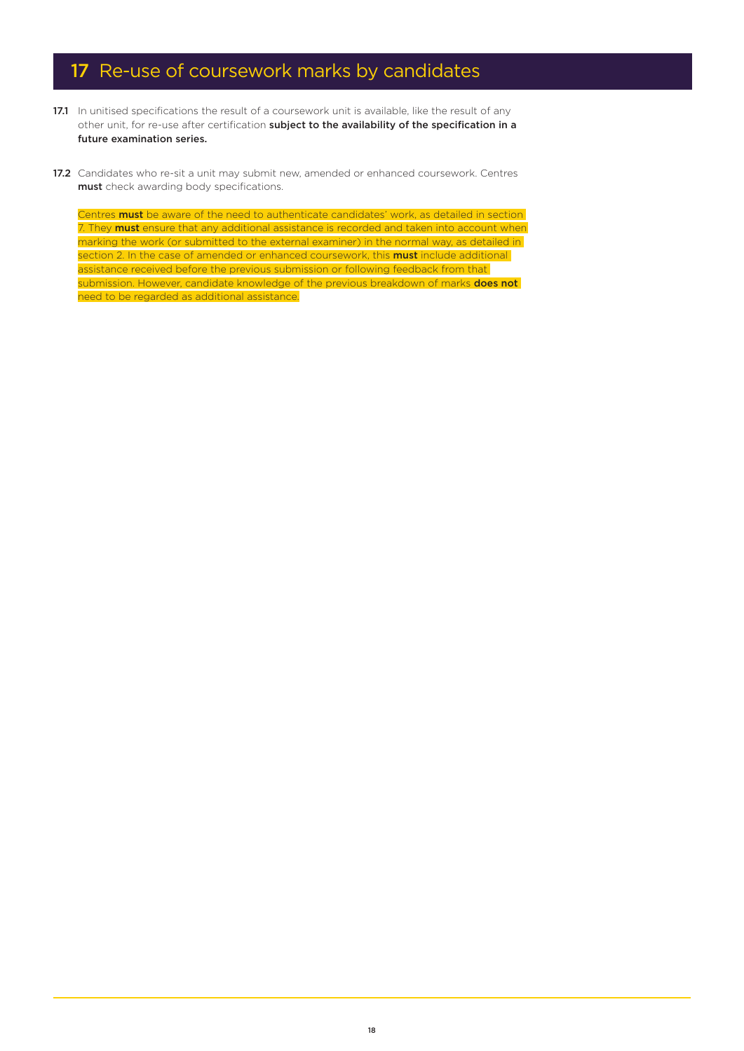# 17 Re-use of coursework marks by candidates

**17.1** In unitised specifications the result of a coursework unit is available, like the result of any other unit, for re-use after certification **subject to the availability of the specification in a future examination series.**

**17.2** Candidates who re-sit a unit may submit new, amended or enhanced coursework. Centres **must** check awarding body specifications.

Centres **must** be aware of the need to authenticate candidates' work, as detailed in section 7. They **must** ensure that any additional assistance is recorded and taken into account when marking the work (or submitted to the external examiner) in the normal way, as detailed in section 2. In the case of amended or enhanced coursework, this **must** include additional assistance received before the previous submission or following feedback from that submission. However, candidate knowledge of the previous breakdown of marks **does not** need to be regarded as additional assistance.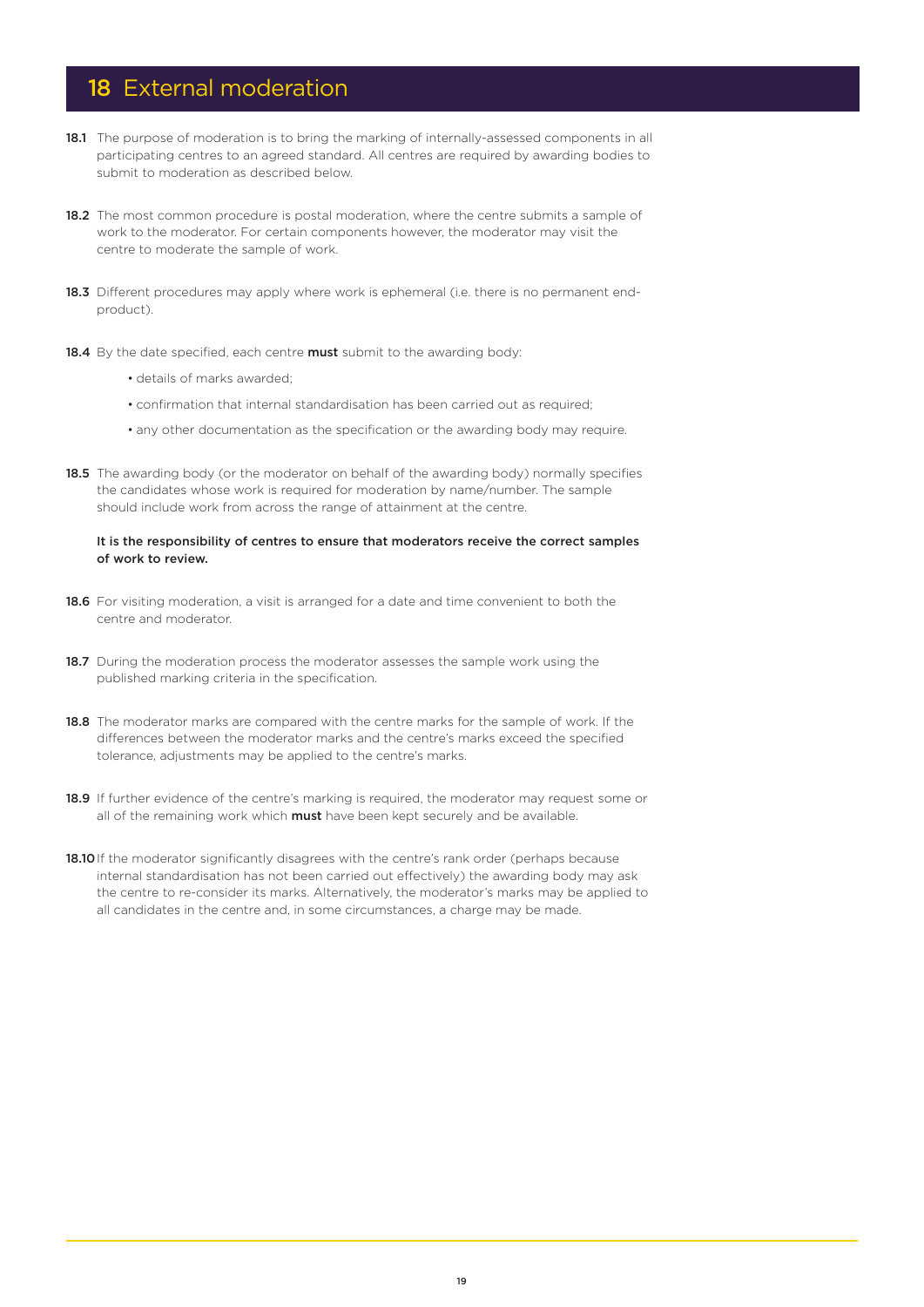# 18 External moderation

**18.1** The purpose of moderation is to bring the marking of internally-assessed components in all participating centres to an agreed standard. All centres are required by awarding bodies to submit to moderation as described below.

**18.2** The most common procedure is postal moderation, where the centre submits a sample of work to the moderator. For certain components however, the moderator may visit the centre to moderate the sample of work.

**18.3** Different procedures may apply where work is ephemeral (i.e. there is no permanent end-product).

**18.4** By the date specified, each centre **must** submit to the awarding body:

- details of marks awarded;
- confirmation that internal standardisation has been carried out as required;
- any other documentation as the specification or the awarding body may require.

**18.5** The awarding body (or the moderator on behalf of the awarding body) normally specifies the candidates whose work is required for moderation by name/number. The sample should include work from across the range of attainment at the centre.

**It is the responsibility of centres to ensure that moderators receive the correct samples of work to review.**

**18.6** For visiting moderation, a visit is arranged for a date and time convenient to both the centre and moderator.

**18.7** During the moderation process the moderator assesses the sample work using the published marking criteria in the specification.

**18.8** The moderator marks are compared with the centre marks for the sample of work. If the differences between the moderator marks and the centre's marks exceed the specified tolerance, adjustments may be applied to the centre's marks.

**18.9** If further evidence of the centre's marking is required, the moderator may request some or all of the remaining work which **must** have been kept securely and be available.

**18.10** If the moderator significantly disagrees with the centre's rank order (perhaps because internal standardisation has not been carried out effectively) the awarding body may ask the centre to re-consider its marks. Alternatively, the moderator's marks may be applied to all candidates in the centre and, in some circumstances, a charge may be made.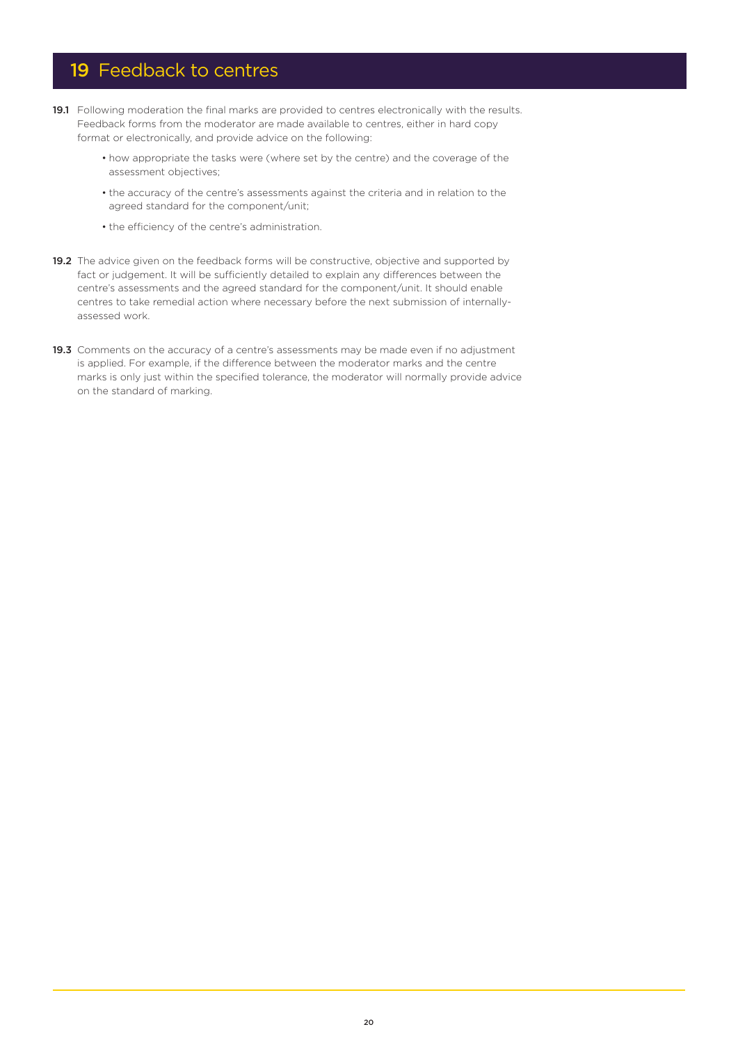# 19 Feedback to centres

**19.1** Following moderation the final marks are provided to centres electronically with the results. Feedback forms from the moderator are made available to centres, either in hard copy format or electronically, and provide advice on the following:

- how appropriate the tasks were (where set by the centre) and the coverage of the assessment objectives;
- the accuracy of the centre's assessments against the criteria and in relation to the agreed standard for the component/unit;
- the efficiency of the centre's administration.

**19.2** The advice given on the feedback forms will be constructive, objective and supported by fact or judgement. It will be sufficiently detailed to explain any differences between the centre's assessments and the agreed standard for the component/unit. It should enable centres to take remedial action where necessary before the next submission of internally-assessed work.

**19.3** Comments on the accuracy of a centre's assessments may be made even if no adjustment is applied. For example, if the difference between the moderator marks and the centre marks is only just within the specified tolerance, the moderator will normally provide advice on the standard of marking.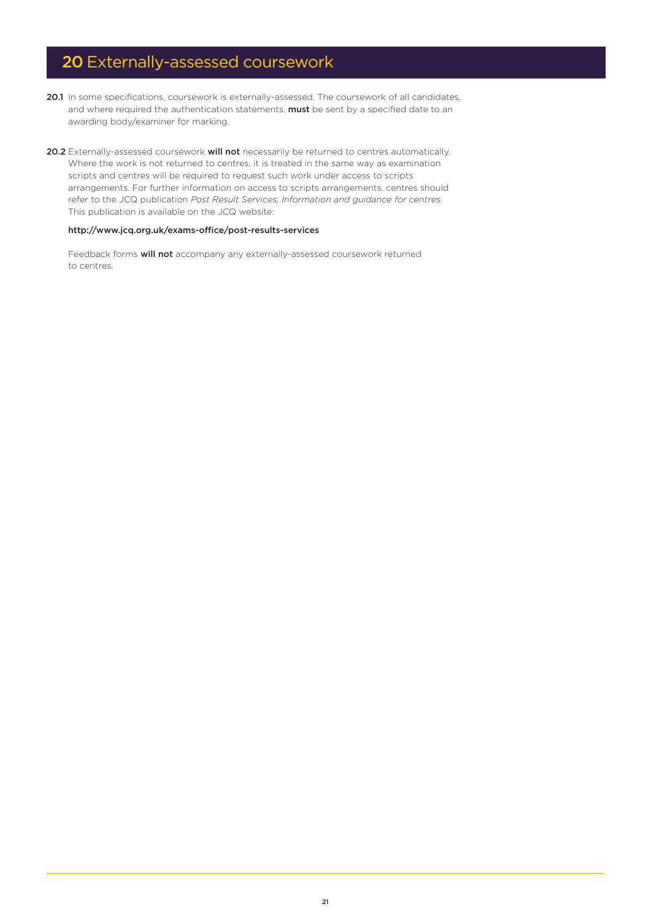# 20 Externally-assessed coursework

**20.1** In some specifications, coursework is externally-assessed. The coursework of all candidates, and where required the authentication statements, **must** be sent by a specified date to an awarding body/examiner for marking.

**20.2** Externally-assessed coursework **will not** necessarily be returned to centres automatically. Where the work is not returned to centres, it is treated in the same way as examination scripts and centres will be required to request such work under access to scripts arrangements. For further information on access to scripts arrangements, centres should refer to the JCQ publication *Post Result Services, Information and guidance for centres*. This publication is available on the JCQ website:

**http://www.jcq.org.uk/exams-office/post-results-services**

Feedback forms **will not** accompany any externally-assessed coursework returned to centres.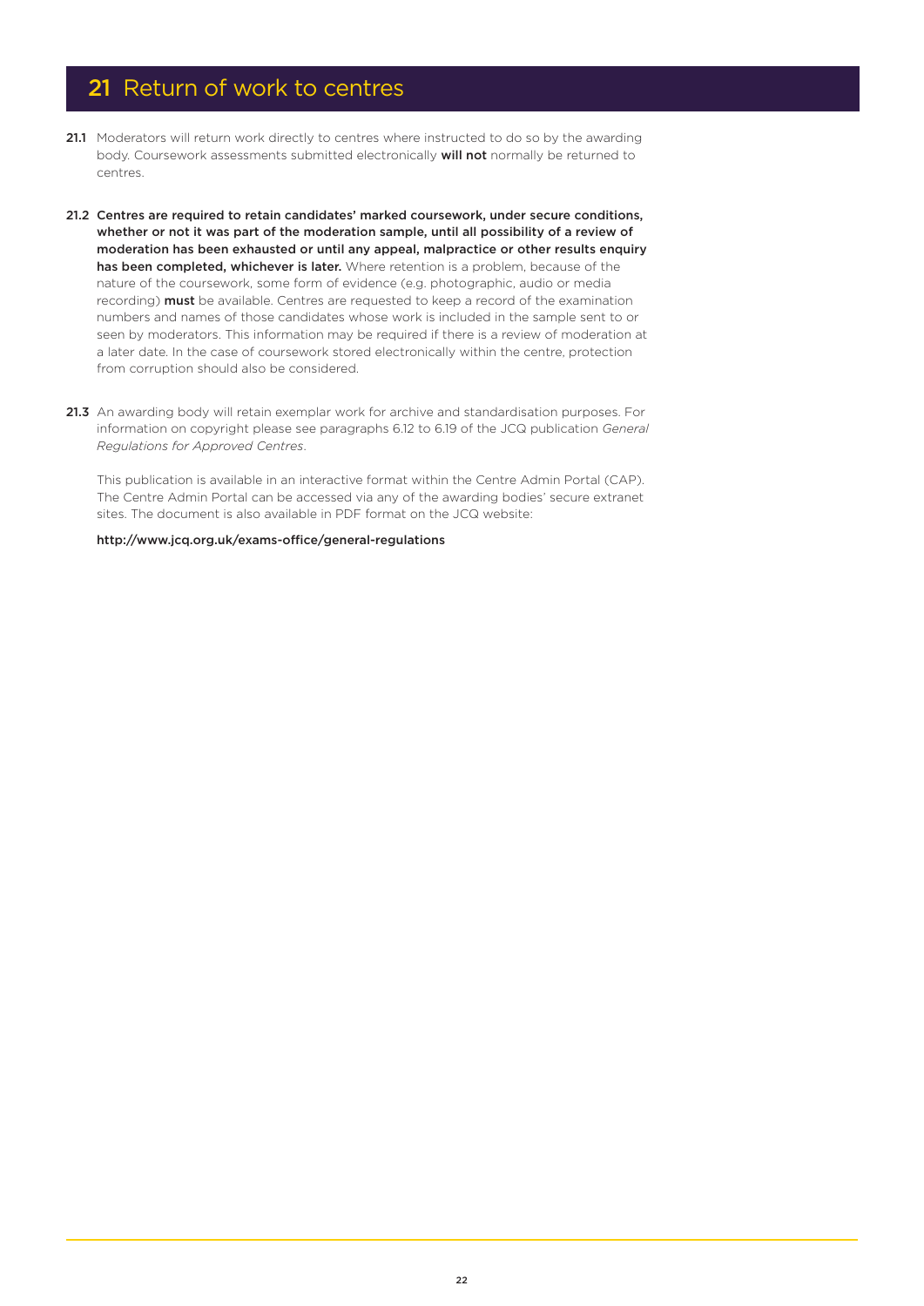## 21 Return of work to centres

**21.1** Moderators will return work directly to centres where instructed to do so by the awarding body. Coursework assessments submitted electronically **will not** normally be returned to centres.

**21.2 Centres are required to retain candidates' marked coursework, under secure conditions, whether or not it was part of the moderation sample, until all possibility of a review of moderation has been exhausted or until any appeal, malpractice or other results enquiry has been completed, whichever is later.** Where retention is a problem, because of the nature of the coursework, some form of evidence (e.g. photographic, audio or media recording) **must** be available. Centres are requested to keep a record of the examination numbers and names of those candidates whose work is included in the sample sent to or seen by moderators. This information may be required if there is a review of moderation at a later date. In the case of coursework stored electronically within the centre, protection from corruption should also be considered.

**21.3** An awarding body will retain exemplar work for archive and standardisation purposes. For information on copyright please see paragraphs 6.12 to 6.19 of the JCQ publication *General Regulations for Approved Centres*.

This publication is available in an interactive format within the Centre Admin Portal (CAP). The Centre Admin Portal can be accessed via any of the awarding bodies' secure extranet sites. The document is also available in PDF format on the JCQ website:

http://www.jcq.org.uk/exams-office/general-regulations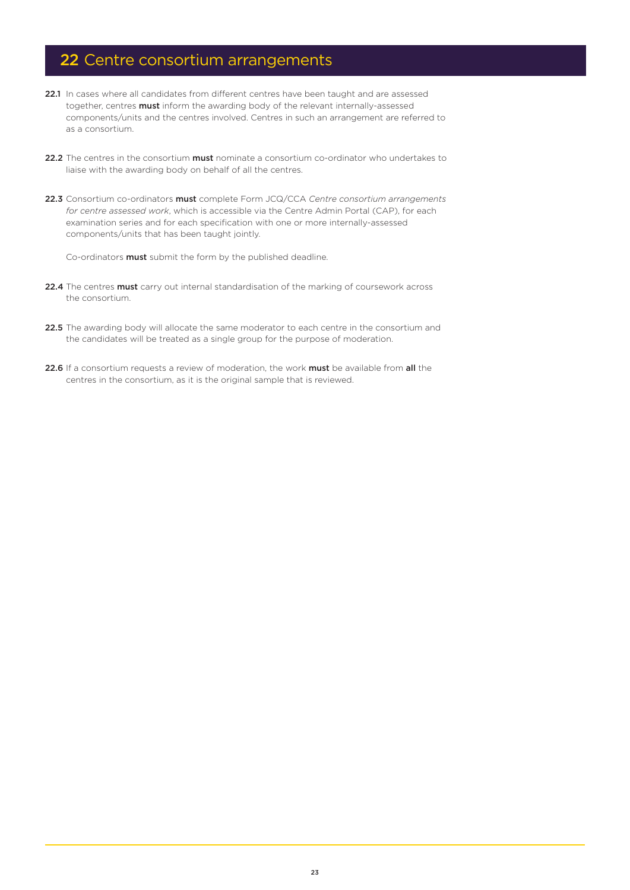# 22 Centre consortium arrangements

**22.1** In cases where all candidates from different centres have been taught and are assessed together, centres **must** inform the awarding body of the relevant internally-assessed components/units and the centres involved. Centres in such an arrangement are referred to as a consortium.

**22.2** The centres in the consortium **must** nominate a consortium co-ordinator who undertakes to liaise with the awarding body on behalf of all the centres.

**22.3** Consortium co-ordinators **must** complete Form JCQ/CCA *Centre consortium arrangements for centre assessed work*, which is accessible via the Centre Admin Portal (CAP), for each examination series and for each specification with one or more internally-assessed components/units that has been taught jointly.

Co-ordinators **must** submit the form by the published deadline.

**22.4** The centres **must** carry out internal standardisation of the marking of coursework across the consortium.

**22.5** The awarding body will allocate the same moderator to each centre in the consortium and the candidates will be treated as a single group for the purpose of moderation.

**22.6** If a consortium requests a review of moderation, the work **must** be available from **all** the centres in the consortium, as it is the original sample that is reviewed.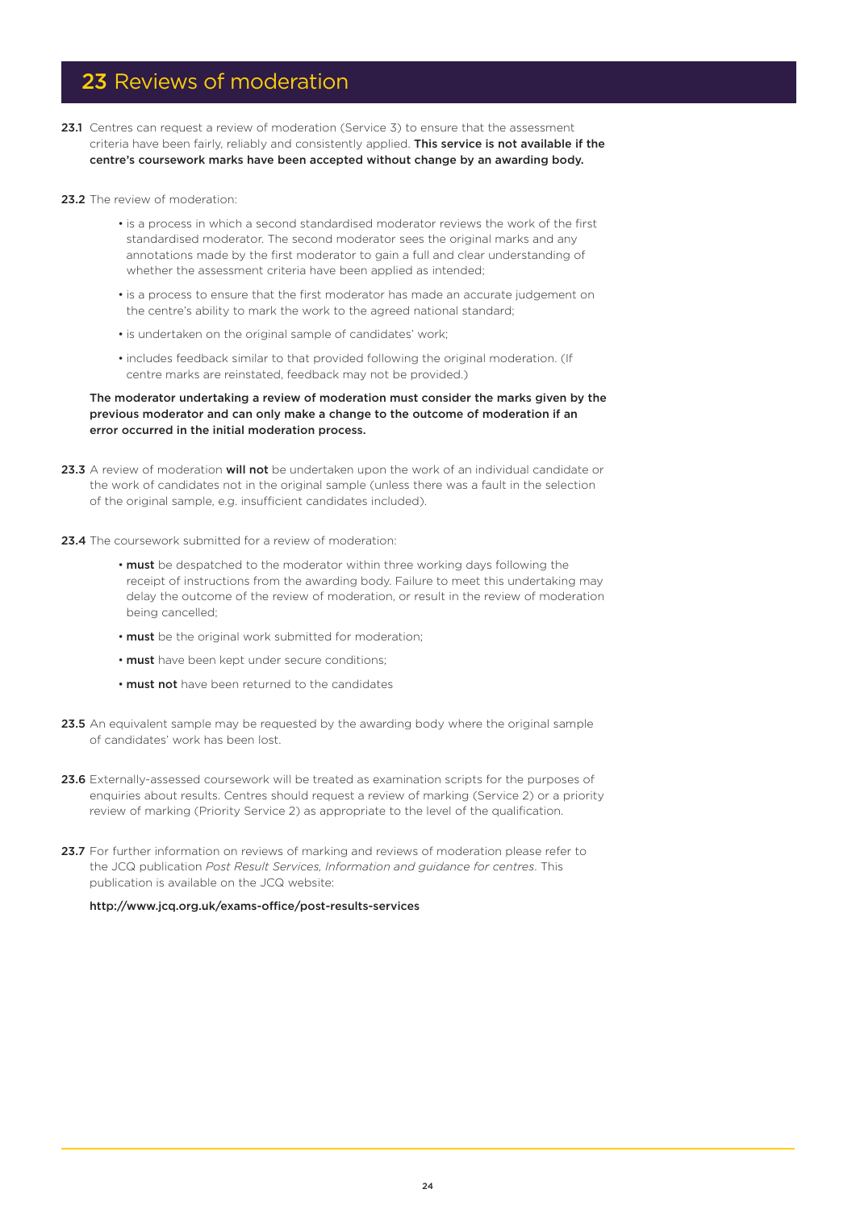## 23 Reviews of moderation

**23.1** Centres can request a review of moderation (Service 3) to ensure that the assessment criteria have been fairly, reliably and consistently applied. **This service is not available if the centre's coursework marks have been accepted without change by an awarding body.**

**23.2** The review of moderation:

- is a process in which a second standardised moderator reviews the work of the first standardised moderator. The second moderator sees the original marks and any annotations made by the first moderator to gain a full and clear understanding of whether the assessment criteria have been applied as intended;
- is a process to ensure that the first moderator has made an accurate judgement on the centre's ability to mark the work to the agreed national standard;
- is undertaken on the original sample of candidates' work;
- includes feedback similar to that provided following the original moderation. (If centre marks are reinstated, feedback may not be provided.)

**The moderator undertaking a review of moderation must consider the marks given by the previous moderator and can only make a change to the outcome of moderation if an error occurred in the initial moderation process.**

**23.3** A review of moderation **will not** be undertaken upon the work of an individual candidate or the work of candidates not in the original sample (unless there was a fault in the selection of the original sample, e.g. insufficient candidates included).

**23.4** The coursework submitted for a review of moderation:

- **must** be despatched to the moderator within three working days following the receipt of instructions from the awarding body. Failure to meet this undertaking may delay the outcome of the review of moderation, or result in the review of moderation being cancelled;
- **must** be the original work submitted for moderation;
- **must** have been kept under secure conditions;
- **must not** have been returned to the candidates

**23.5** An equivalent sample may be requested by the awarding body where the original sample of candidates' work has been lost.

**23.6** Externally-assessed coursework will be treated as examination scripts for the purposes of enquiries about results. Centres should request a review of marking (Service 2) or a priority review of marking (Priority Service 2) as appropriate to the level of the qualification.

**23.7** For further information on reviews of marking and reviews of moderation please refer to the JCQ publication *Post Result Services, Information and guidance for centres*. This publication is available on the JCQ website:

**http://www.jcq.org.uk/exams-office/post-results-services**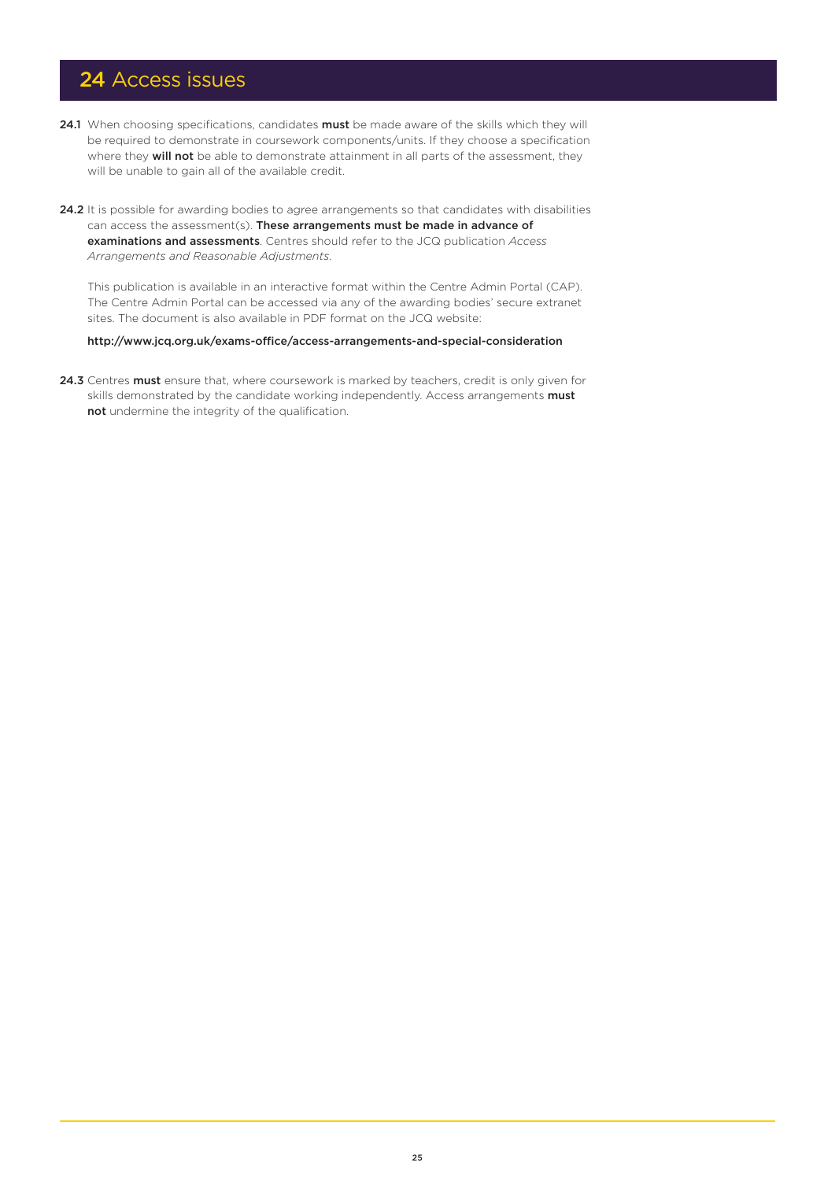# 24 Access issues

**24.1** When choosing specifications, candidates **must** be made aware of the skills which they will be required to demonstrate in coursework components/units. If they choose a specification where they **will not** be able to demonstrate attainment in all parts of the assessment, they will be unable to gain all of the available credit.

**24.2** It is possible for awarding bodies to agree arrangements so that candidates with disabilities can access the assessment(s). **These arrangements must be made in advance of examinations and assessments**. Centres should refer to the JCQ publication *Access Arrangements and Reasonable Adjustments*.

This publication is available in an interactive format within the Centre Admin Portal (CAP). The Centre Admin Portal can be accessed via any of the awarding bodies' secure extranet sites. The document is also available in PDF format on the JCQ website:

**http://www.jcq.org.uk/exams-office/access-arrangements-and-special-consideration**

**24.3** Centres **must** ensure that, where coursework is marked by teachers, credit is only given for skills demonstrated by the candidate working independently. Access arrangements **must not** undermine the integrity of the qualification.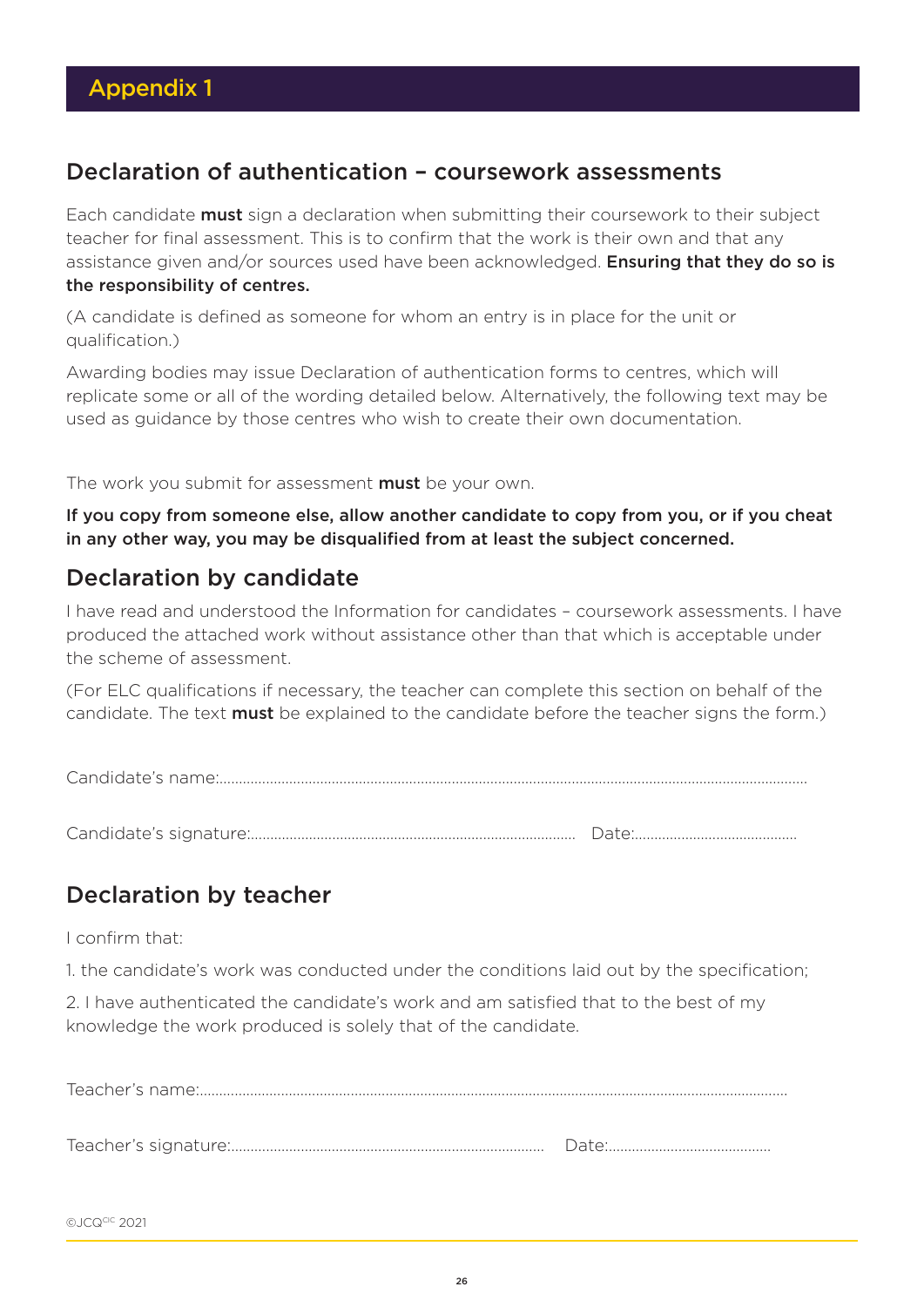# Appendix 1

## Declaration of authentication – coursework assessments

Each candidate **must** sign a declaration when submitting their coursework to their subject teacher for final assessment. This is to confirm that the work is their own and that any assistance given and/or sources used have been acknowledged. **Ensuring that they do so is the responsibility of centres.**

(A candidate is defined as someone for whom an entry is in place for the unit or qualification.)

Awarding bodies may issue Declaration of authentication forms to centres, which will replicate some or all of the wording detailed below. Alternatively, the following text may be used as guidance by those centres who wish to create their own documentation.

The work you submit for assessment **must** be your own.

**If you copy from someone else, allow another candidate to copy from you, or if you cheat in any other way, you may be disqualified from at least the subject concerned.**

## Declaration by candidate

I have read and understood the Information for candidates – coursework assessments. I have produced the attached work without assistance other than that which is acceptable under the scheme of assessment.

(For ELC qualifications if necessary, the teacher can complete this section on behalf of the candidate. The text **must** be explained to the candidate before the teacher signs the form.)

Candidate's name:............................................................................................................................................

Candidate's signature:.................................................................................... Date:..........................................

## Declaration by teacher

I confirm that:

1. the candidate's work was conducted under the conditions laid out by the specification;

2. I have authenticated the candidate's work and am satisfied that to the best of my knowledge the work produced is solely that of the candidate.

Teacher's name:............................................................................................................................................

Teacher's signature:.................................................................................. Date:..........................................

©JCQ[CIC] 2021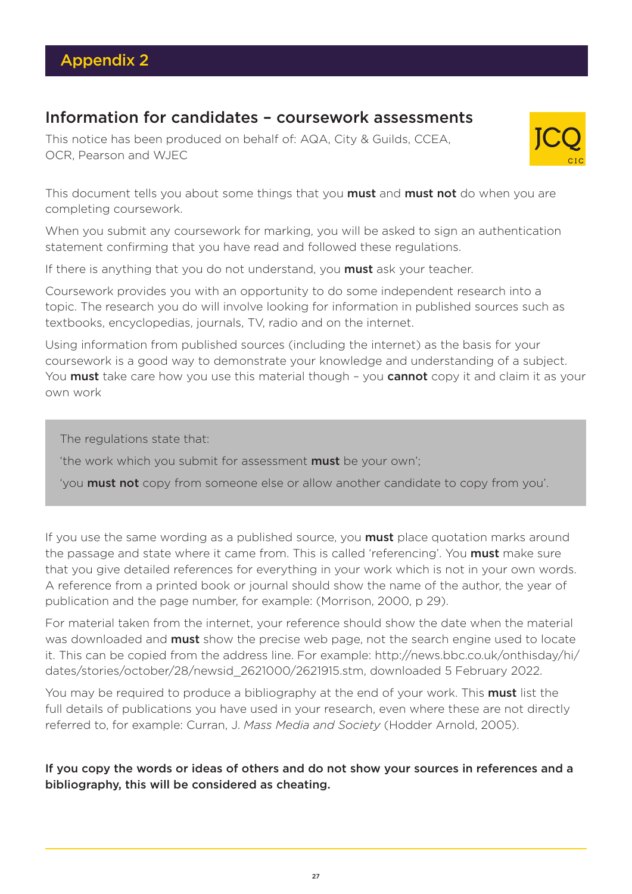# Appendix 2

## Information for candidates – coursework assessments

This notice has been produced on behalf of: AQA, City & Guilds, CCEA, OCR, Pearson and WJEC

JCQ CIC

This document tells you about some things that you **must** and **must not** do when you are completing coursework.

When you submit any coursework for marking, you will be asked to sign an authentication statement confirming that you have read and followed these regulations.

If there is anything that you do not understand, you **must** ask your teacher.

Coursework provides you with an opportunity to do some independent research into a topic. The research you do will involve looking for information in published sources such as textbooks, encyclopedias, journals, TV, radio and on the internet.

Using information from published sources (including the internet) as the basis for your coursework is a good way to demonstrate your knowledge and understanding of a subject. You **must** take care how you use this material though – you **cannot** copy it and claim it as your own work

> The regulations state that:
>
> 'the work which you submit for assessment **must** be your own';
>
> 'you **must not** copy from someone else or allow another candidate to copy from you'.

If you use the same wording as a published source, you **must** place quotation marks around the passage and state where it came from. This is called 'referencing'. You **must** make sure that you give detailed references for everything in your work which is not in your own words. A reference from a printed book or journal should show the name of the author, the year of publication and the page number, for example: (Morrison, 2000, p 29).

For material taken from the internet, your reference should show the date when the material was downloaded and **must** show the precise web page, not the search engine used to locate it. This can be copied from the address line. For example: http://news.bbc.co.uk/onthisday/hi/dates/stories/october/28/newsid_2621000/2621915.stm, downloaded 5 February 2022.

You may be required to produce a bibliography at the end of your work. This **must** list the full details of publications you have used in your research, even where these are not directly referred to, for example: Curran, J. *Mass Media and Society* (Hodder Arnold, 2005).

**If you copy the words or ideas of others and do not show your sources in references and a bibliography, this will be considered as cheating.**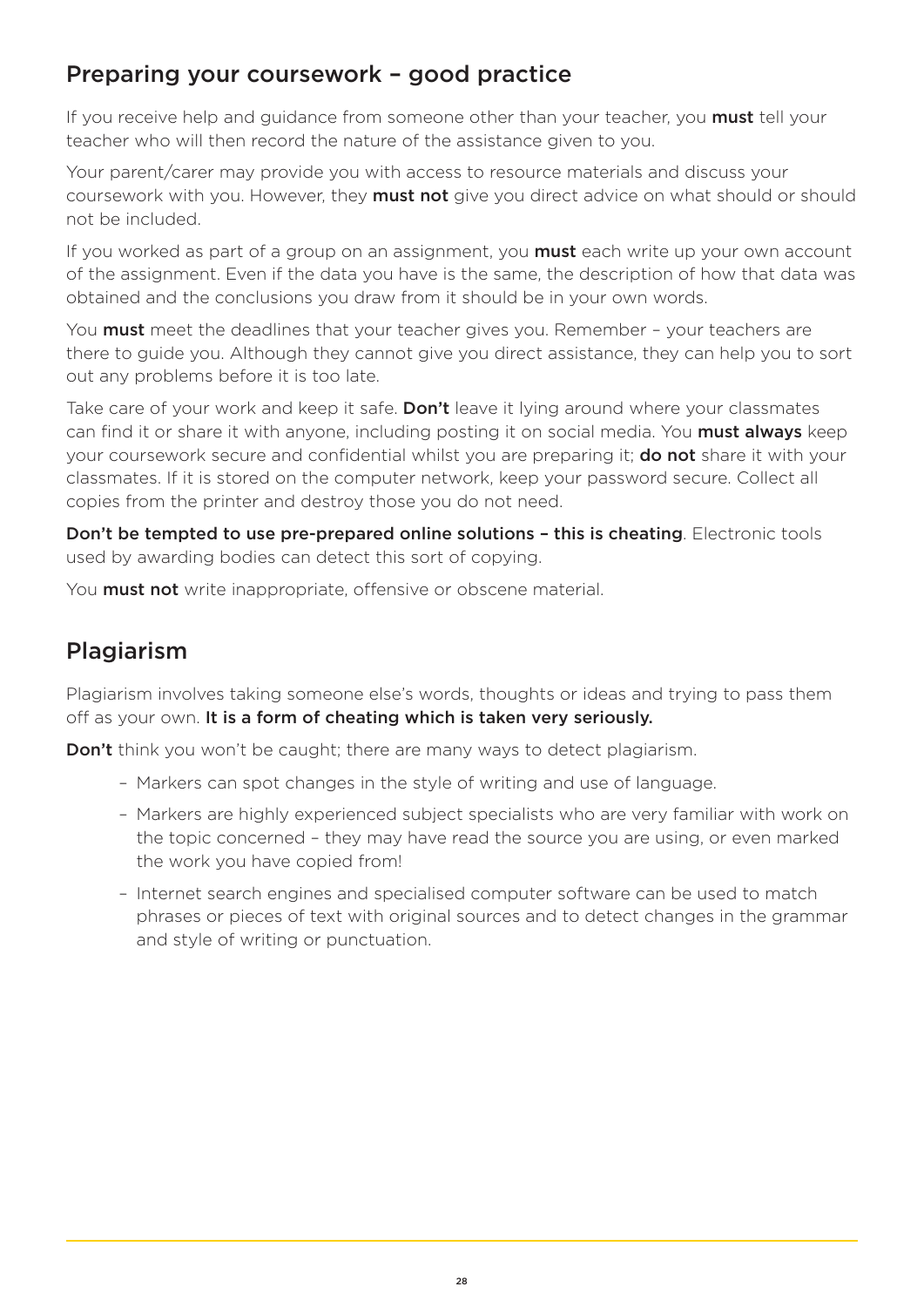## Preparing your coursework – good practice

If you receive help and guidance from someone other than your teacher, you **must** tell your teacher who will then record the nature of the assistance given to you.

Your parent/carer may provide you with access to resource materials and discuss your coursework with you. However, they **must not** give you direct advice on what should or should not be included.

If you worked as part of a group on an assignment, you **must** each write up your own account of the assignment. Even if the data you have is the same, the description of how that data was obtained and the conclusions you draw from it should be in your own words.

You **must** meet the deadlines that your teacher gives you. Remember – your teachers are there to guide you. Although they cannot give you direct assistance, they can help you to sort out any problems before it is too late.

Take care of your work and keep it safe. **Don't** leave it lying around where your classmates can find it or share it with anyone, including posting it on social media. You **must always** keep your coursework secure and confidential whilst you are preparing it; **do not** share it with your classmates. If it is stored on the computer network, keep your password secure. Collect all copies from the printer and destroy those you do not need.

**Don't be tempted to use pre-prepared online solutions – this is cheating**. Electronic tools used by awarding bodies can detect this sort of copying.

You **must not** write inappropriate, offensive or obscene material.

## Plagiarism

Plagiarism involves taking someone else's words, thoughts or ideas and trying to pass them off as your own. **It is a form of cheating which is taken very seriously.**

**Don't** think you won't be caught; there are many ways to detect plagiarism.

- Markers can spot changes in the style of writing and use of language.
- Markers are highly experienced subject specialists who are very familiar with work on the topic concerned – they may have read the source you are using, or even marked the work you have copied from!
- Internet search engines and specialised computer software can be used to match phrases or pieces of text with original sources and to detect changes in the grammar and style of writing or punctuation.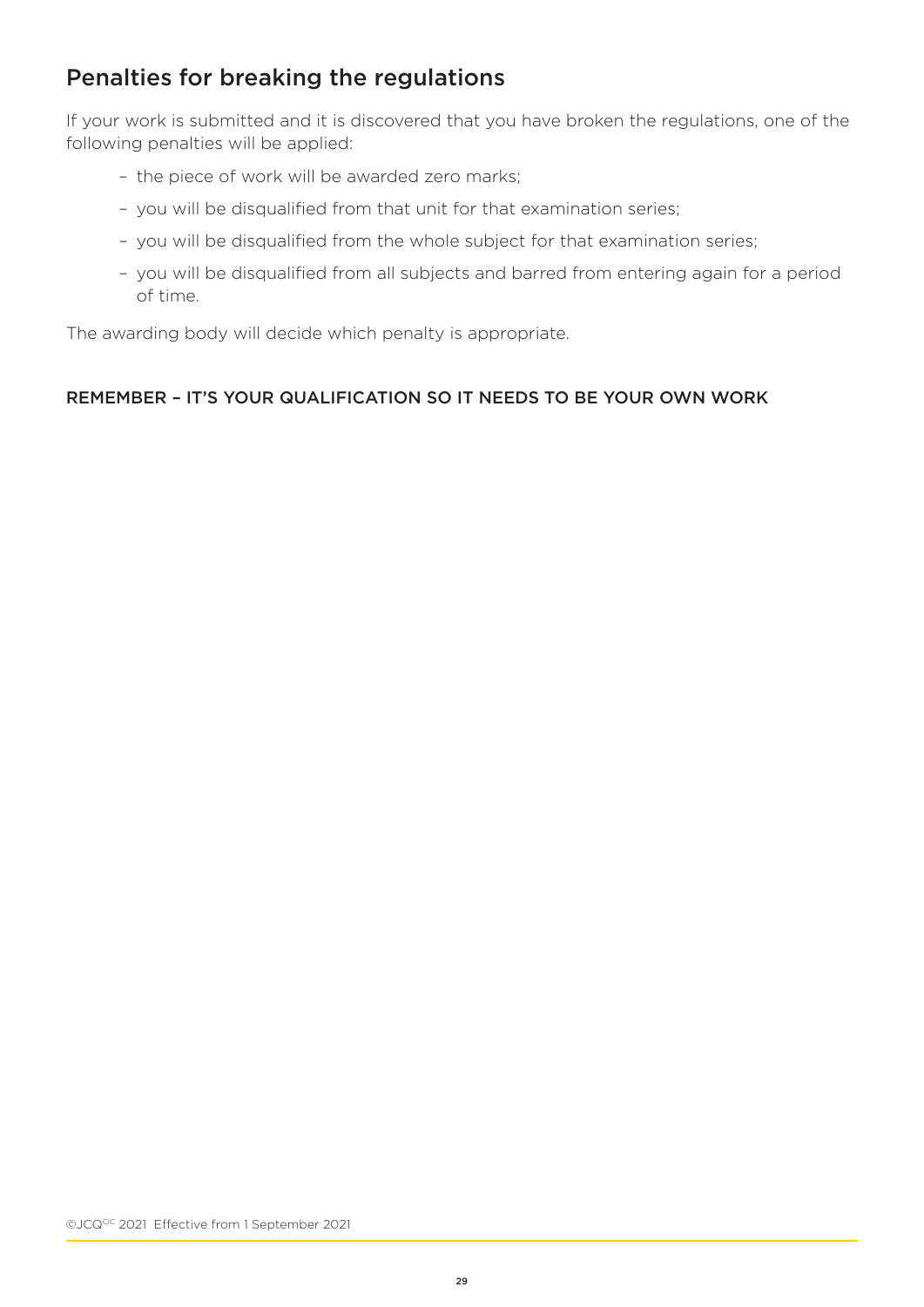## Penalties for breaking the regulations

If your work is submitted and it is discovered that you have broken the regulations, one of the following penalties will be applied:

- the piece of work will be awarded zero marks;
- you will be disqualified from that unit for that examination series;
- you will be disqualified from the whole subject for that examination series;
- you will be disqualified from all subjects and barred from entering again for a period of time.

The awarding body will decide which penalty is appropriate.

REMEMBER – IT'S YOUR QUALIFICATION SO IT NEEDS TO BE YOUR OWN WORK